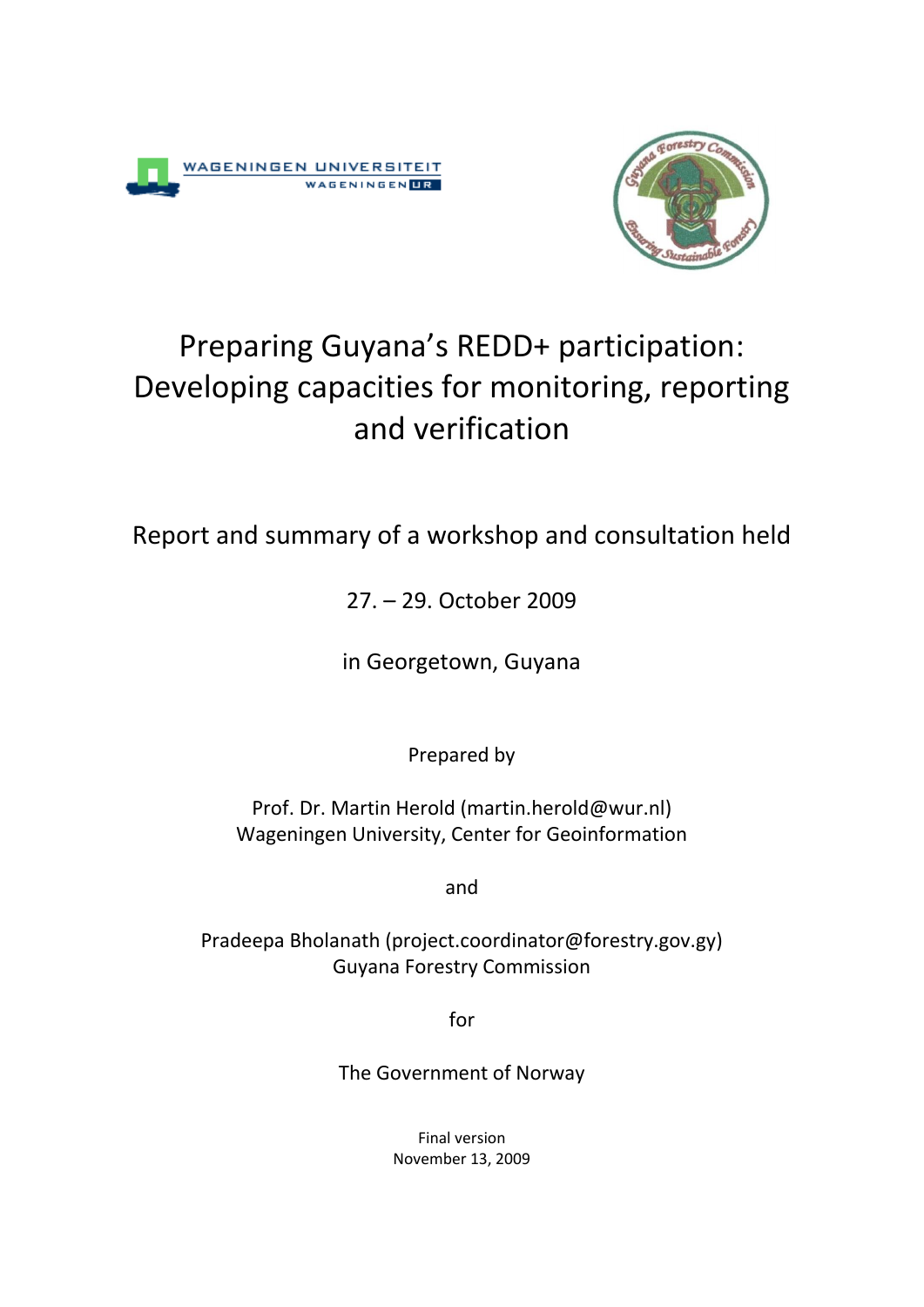# Preparing Guyana's REDD+ participation: Developing capacities for monitoring, reporting and verification

Report and summary of a workshop and consultation held

27. – 29. October 2009

in Georgetown, Guyana

Prepared by

Prof. Dr. Martin Herold (martin.herold@wur.nl)
Wageningen University, Center for Geoinformation

and

Pradeepa Bholanath (project.coordinator@forestry.gov.gy)
Guyana Forestry Commission

for

The Government of Norway

Final version
November 13, 2009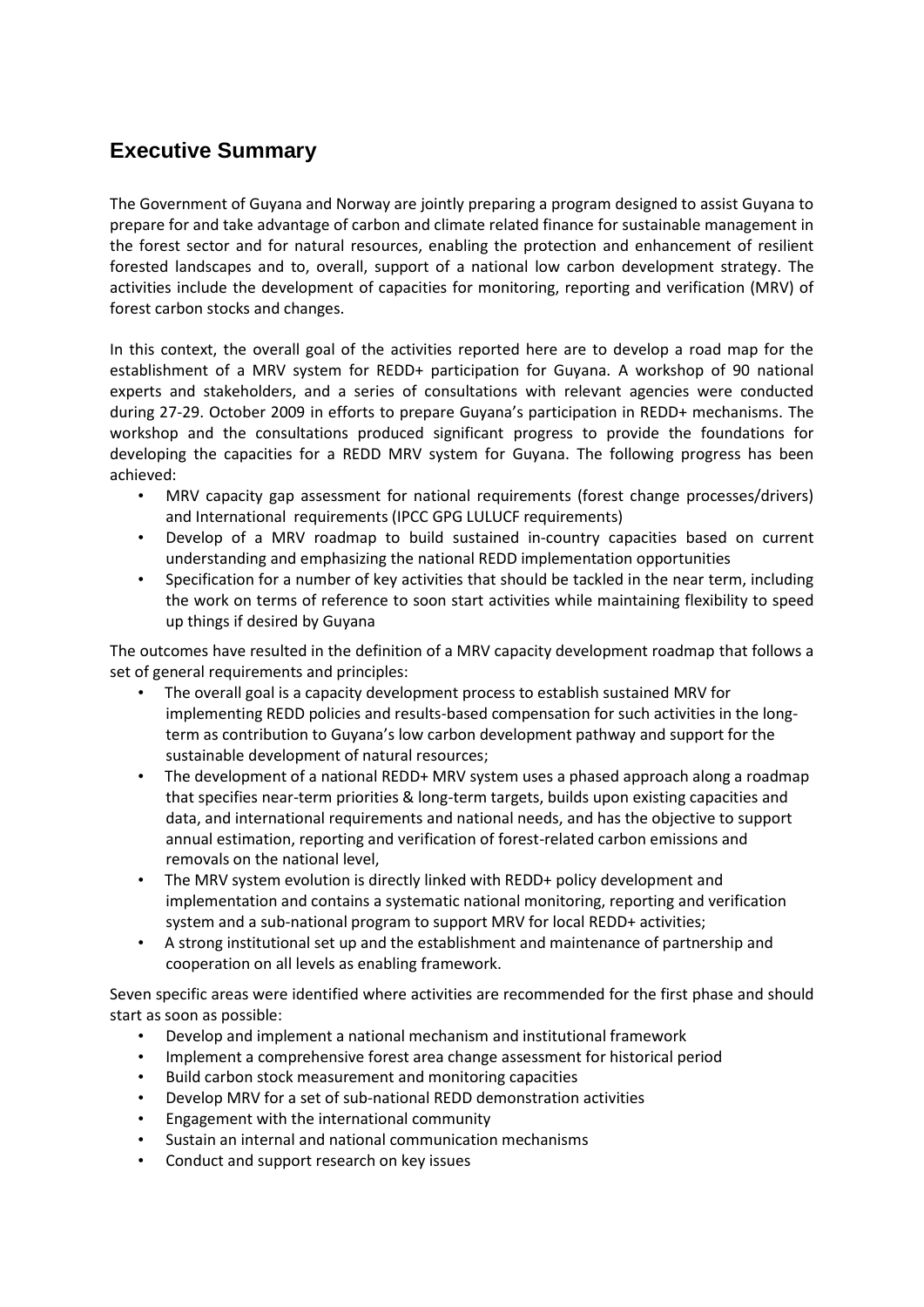## Executive Summary

The Government of Guyana and Norway are jointly preparing a program designed to assist Guyana to prepare for and take advantage of carbon and climate related finance for sustainable management in the forest sector and for natural resources, enabling the protection and enhancement of resilient forested landscapes and to, overall, support of a national low carbon development strategy. The activities include the development of capacities for monitoring, reporting and verification (MRV) of forest carbon stocks and changes.

In this context, the overall goal of the activities reported here are to develop a road map for the establishment of a MRV system for REDD+ participation for Guyana. A workshop of 90 national experts and stakeholders, and a series of consultations with relevant agencies were conducted during 27-29. October 2009 in efforts to prepare Guyana's participation in REDD+ mechanisms. The workshop and the consultations produced significant progress to provide the foundations for developing the capacities for a REDD MRV system for Guyana. The following progress has been achieved:

- MRV capacity gap assessment for national requirements (forest change processes/drivers) and International requirements (IPCC GPG LULUCF requirements)
- Develop of a MRV roadmap to build sustained in-country capacities based on current understanding and emphasizing the national REDD implementation opportunities
- Specification for a number of key activities that should be tackled in the near term, including the work on terms of reference to soon start activities while maintaining flexibility to speed up things if desired by Guyana

The outcomes have resulted in the definition of a MRV capacity development roadmap that follows a set of general requirements and principles:

- The overall goal is a capacity development process to establish sustained MRV for implementing REDD policies and results-based compensation for such activities in the long-term as contribution to Guyana's low carbon development pathway and support for the sustainable development of natural resources;
- The development of a national REDD+ MRV system uses a phased approach along a roadmap that specifies near-term priorities & long-term targets, builds upon existing capacities and data, and international requirements and national needs, and has the objective to support annual estimation, reporting and verification of forest-related carbon emissions and removals on the national level,
- The MRV system evolution is directly linked with REDD+ policy development and implementation and contains a systematic national monitoring, reporting and verification system and a sub-national program to support MRV for local REDD+ activities;
- A strong institutional set up and the establishment and maintenance of partnership and cooperation on all levels as enabling framework.

Seven specific areas were identified where activities are recommended for the first phase and should start as soon as possible:

- Develop and implement a national mechanism and institutional framework
- Implement a comprehensive forest area change assessment for historical period
- Build carbon stock measurement and monitoring capacities
- Develop MRV for a set of sub-national REDD demonstration activities
- Engagement with the international community
- Sustain an internal and national communication mechanisms
- Conduct and support research on key issues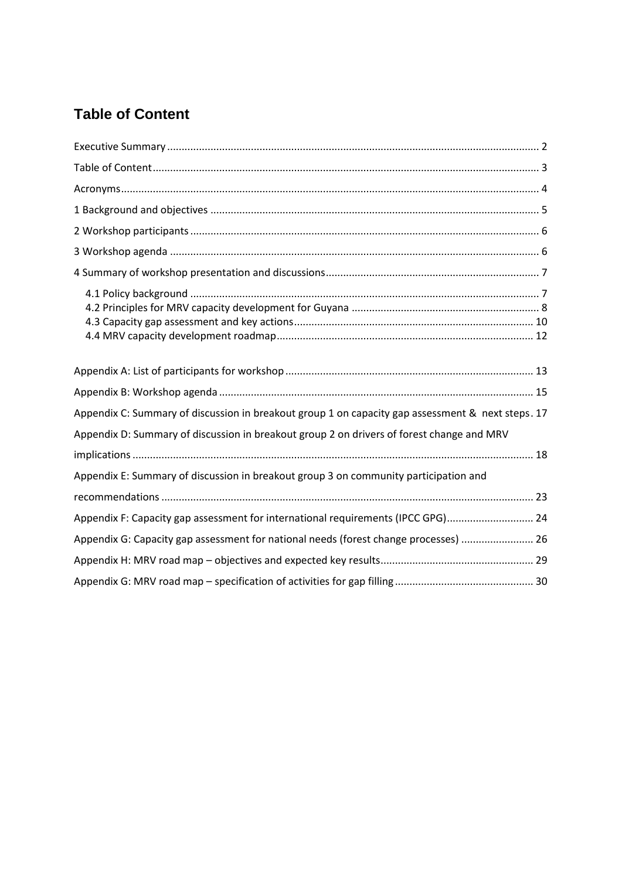# Table of Content

Executive Summary ........................................................ 2

Table of Content ........................................................ 3

Acronyms ........................................................ 4

1 Background and objectives ........................................................ 5

2 Workshop participants ........................................................ 6

3 Workshop agenda ........................................................ 6

4 Summary of workshop presentation and discussions ........................................................ 7

- 4.1 Policy background ........................................................ 7
- 4.2 Principles for MRV capacity development for Guyana ........................................................ 8
- 4.3 Capacity gap assessment and key actions ........................................................ 10
- 4.4 MRV capacity development roadmap ........................................................ 12

Appendix A: List of participants for workshop ........................................................ 13

Appendix B: Workshop agenda ........................................................ 15

Appendix C: Summary of discussion in breakout group 1 on capacity gap assessment & next steps . 17

Appendix D: Summary of discussion in breakout group 2 on drivers of forest change and MRV implications ........................................................ 18

Appendix E: Summary of discussion in breakout group 3 on community participation and recommendations ........................................................ 23

Appendix F: Capacity gap assessment for international requirements (IPCC GPG) ........................................................ 24

Appendix G: Capacity gap assessment for national needs (forest change processes) ........................................................ 26

Appendix H: MRV road map – objectives and expected key results ........................................................ 29

Appendix G: MRV road map – specification of activities for gap filling ........................................................ 30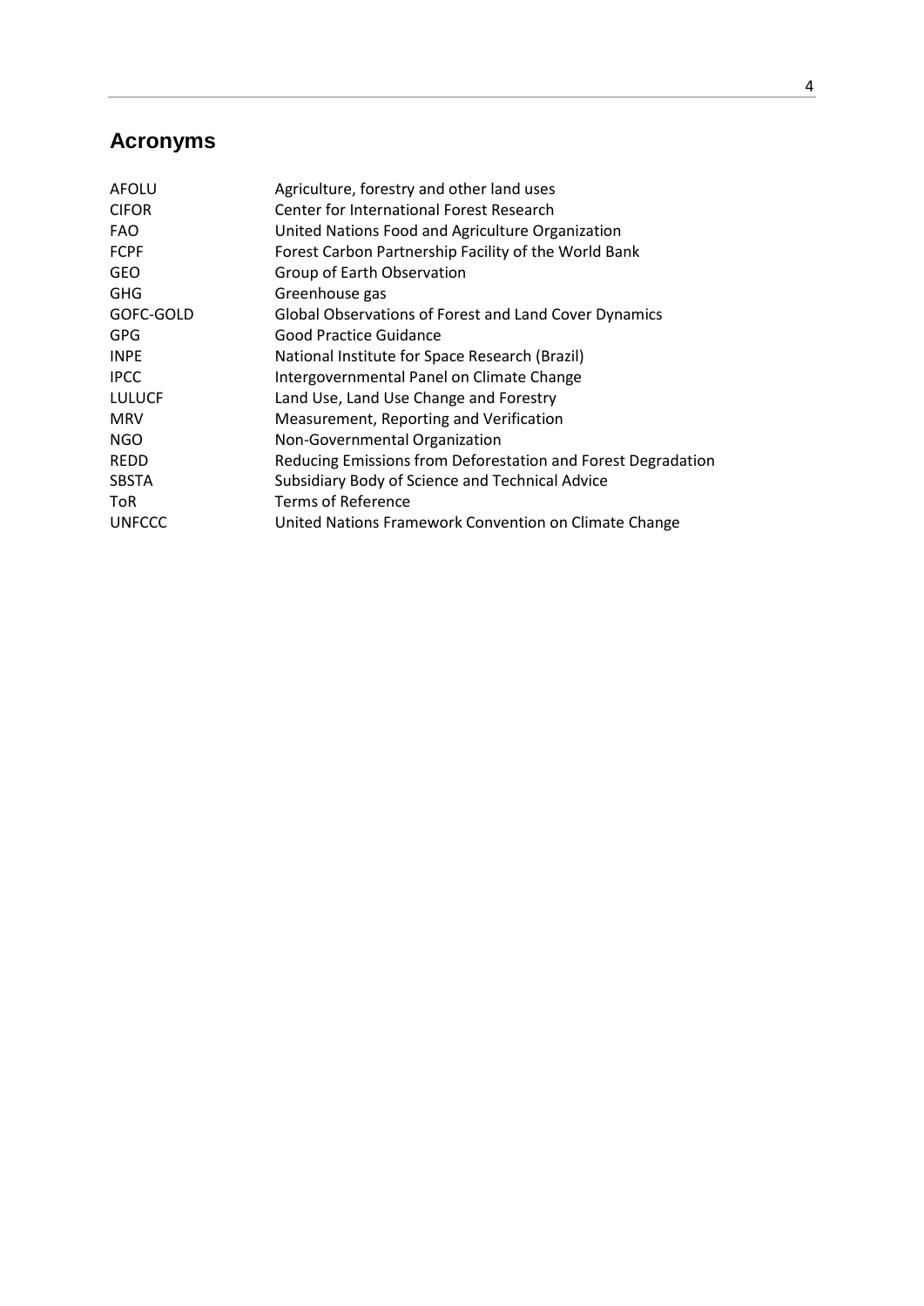## Acronyms

| | |
|---|---|
| AFOLU | Agriculture, forestry and other land uses |
| CIFOR | Center for International Forest Research |
| FAO | United Nations Food and Agriculture Organization |
| FCPF | Forest Carbon Partnership Facility of the World Bank |
| GEO | Group of Earth Observation |
| GHG | Greenhouse gas |
| GOFC-GOLD | Global Observations of Forest and Land Cover Dynamics |
| GPG | Good Practice Guidance |
| INPE | National Institute for Space Research (Brazil) |
| IPCC | Intergovernmental Panel on Climate Change |
| LULUCF | Land Use, Land Use Change and Forestry |
| MRV | Measurement, Reporting and Verification |
| NGO | Non-Governmental Organization |
| REDD | Reducing Emissions from Deforestation and Forest Degradation |
| SBSTA | Subsidiary Body of Science and Technical Advice |
| ToR | Terms of Reference |
| UNFCCC | United Nations Framework Convention on Climate Change |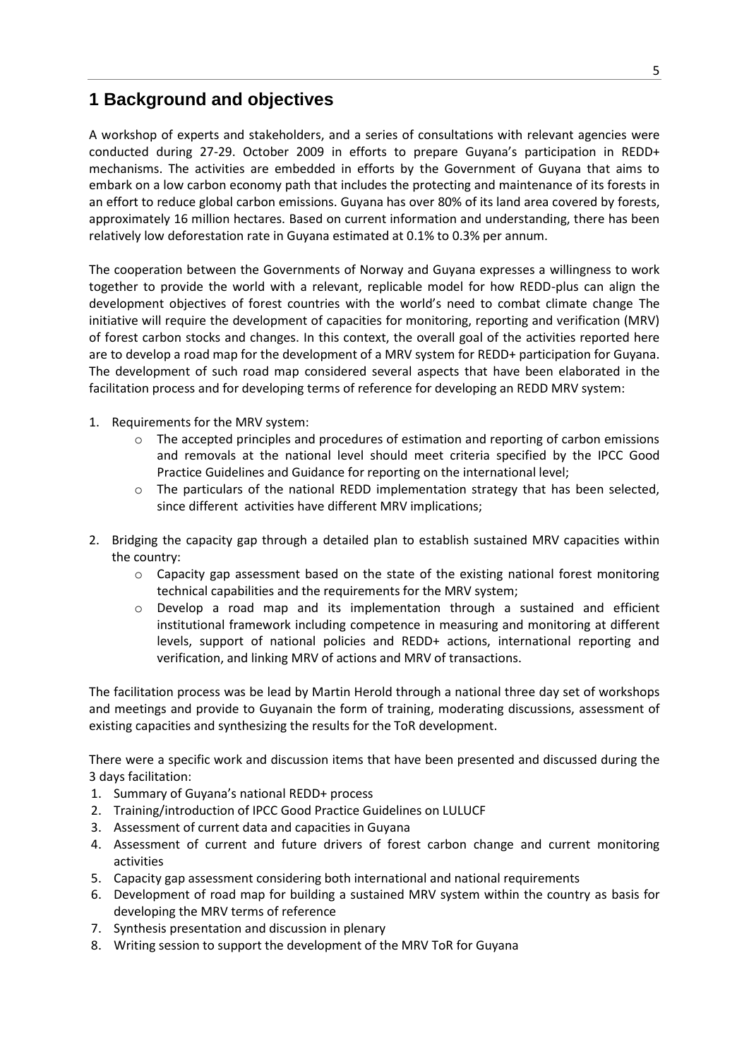# 1 Background and objectives

A workshop of experts and stakeholders, and a series of consultations with relevant agencies were conducted during 27-29. October 2009 in efforts to prepare Guyana's participation in REDD+ mechanisms. The activities are embedded in efforts by the Government of Guyana that aims to embark on a low carbon economy path that includes the protecting and maintenance of its forests in an effort to reduce global carbon emissions. Guyana has over 80% of its land area covered by forests, approximately 16 million hectares. Based on current information and understanding, there has been relatively low deforestation rate in Guyana estimated at 0.1% to 0.3% per annum.

The cooperation between the Governments of Norway and Guyana expresses a willingness to work together to provide the world with a relevant, replicable model for how REDD-plus can align the development objectives of forest countries with the world's need to combat climate change The initiative will require the development of capacities for monitoring, reporting and verification (MRV) of forest carbon stocks and changes. In this context, the overall goal of the activities reported here are to develop a road map for the development of a MRV system for REDD+ participation for Guyana. The development of such road map considered several aspects that have been elaborated in the facilitation process and for developing terms of reference for developing an REDD MRV system:

1. Requirements for the MRV system:
   - The accepted principles and procedures of estimation and reporting of carbon emissions and removals at the national level should meet criteria specified by the IPCC Good Practice Guidelines and Guidance for reporting on the international level;
   - The particulars of the national REDD implementation strategy that has been selected, since different activities have different MRV implications;
2. Bridging the capacity gap through a detailed plan to establish sustained MRV capacities within the country:
   - Capacity gap assessment based on the state of the existing national forest monitoring technical capabilities and the requirements for the MRV system;
   - Develop a road map and its implementation through a sustained and efficient institutional framework including competence in measuring and monitoring at different levels, support of national policies and REDD+ actions, international reporting and verification, and linking MRV of actions and MRV of transactions.

The facilitation process was be lead by Martin Herold through a national three day set of workshops and meetings and provide to Guyanain the form of training, moderating discussions, assessment of existing capacities and synthesizing the results for the ToR development.

There were a specific work and discussion items that have been presented and discussed during the 3 days facilitation:

1. Summary of Guyana's national REDD+ process
2. Training/introduction of IPCC Good Practice Guidelines on LULUCF
3. Assessment of current data and capacities in Guyana
4. Assessment of current and future drivers of forest carbon change and current monitoring activities
5. Capacity gap assessment considering both international and national requirements
6. Development of road map for building a sustained MRV system within the country as basis for developing the MRV terms of reference
7. Synthesis presentation and discussion in plenary
8. Writing session to support the development of the MRV ToR for Guyana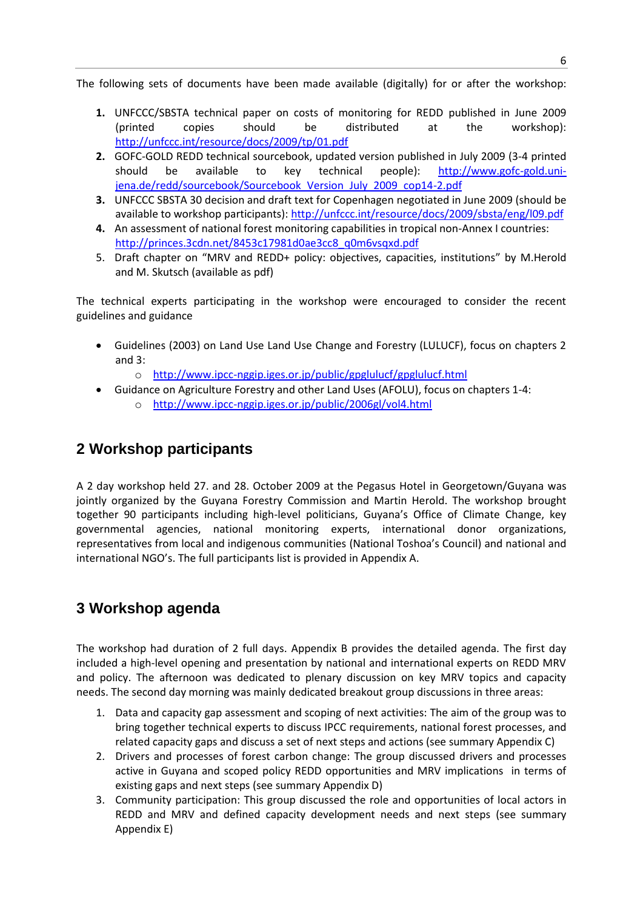The following sets of documents have been made available (digitally) for or after the workshop:

1. UNFCCC/SBSTA technical paper on costs of monitoring for REDD published in June 2009 (printed copies should be distributed at the workshop): http://unfccc.int/resource/docs/2009/tp/01.pdf
2. GOFC-GOLD REDD technical sourcebook, updated version published in July 2009 (3-4 printed should be available to key technical people): http://www.gofc-gold.uni-jena.de/redd/sourcebook/Sourcebook_Version_July_2009_cop14-2.pdf
3. UNFCCC SBSTA 30 decision and draft text for Copenhagen negotiated in June 2009 (should be available to workshop participants): http://unfccc.int/resource/docs/2009/sbsta/eng/l09.pdf
4. An assessment of national forest monitoring capabilities in tropical non-Annex I countries: http://princes.3cdn.net/8453c17981d0ae3cc8_q0m6vsqxd.pdf
5. Draft chapter on "MRV and REDD+ policy: objectives, capacities, institutions" by M.Herold and M. Skutsch (available as pdf)

The technical experts participating in the workshop were encouraged to consider the recent guidelines and guidance

- Guidelines (2003) on Land Use Land Use Change and Forestry (LULUCF), focus on chapters 2 and 3:
    - http://www.ipcc-nggip.iges.or.jp/public/gpglulucf/gpglulucf.html
- Guidance on Agriculture Forestry and other Land Uses (AFOLU), focus on chapters 1-4:
    - http://www.ipcc-nggip.iges.or.jp/public/2006gl/vol4.html

# 2 Workshop participants

A 2 day workshop held 27. and 28. October 2009 at the Pegasus Hotel in Georgetown/Guyana was jointly organized by the Guyana Forestry Commission and Martin Herold. The workshop brought together 90 participants including high-level politicians, Guyana's Office of Climate Change, key governmental agencies, national monitoring experts, international donor organizations, representatives from local and indigenous communities (National Toshoa's Council) and national and international NGO's. The full participants list is provided in Appendix A.

# 3 Workshop agenda

The workshop had duration of 2 full days. Appendix B provides the detailed agenda. The first day included a high-level opening and presentation by national and international experts on REDD MRV and policy. The afternoon was dedicated to plenary discussion on key MRV topics and capacity needs. The second day morning was mainly dedicated breakout group discussions in three areas:

1. Data and capacity gap assessment and scoping of next activities: The aim of the group was to bring together technical experts to discuss IPCC requirements, national forest processes, and related capacity gaps and discuss a set of next steps and actions (see summary Appendix C)
2. Drivers and processes of forest carbon change: The group discussed drivers and processes active in Guyana and scoped policy REDD opportunities and MRV implications in terms of existing gaps and next steps (see summary Appendix D)
3. Community participation: This group discussed the role and opportunities of local actors in REDD and MRV and defined capacity development needs and next steps (see summary Appendix E)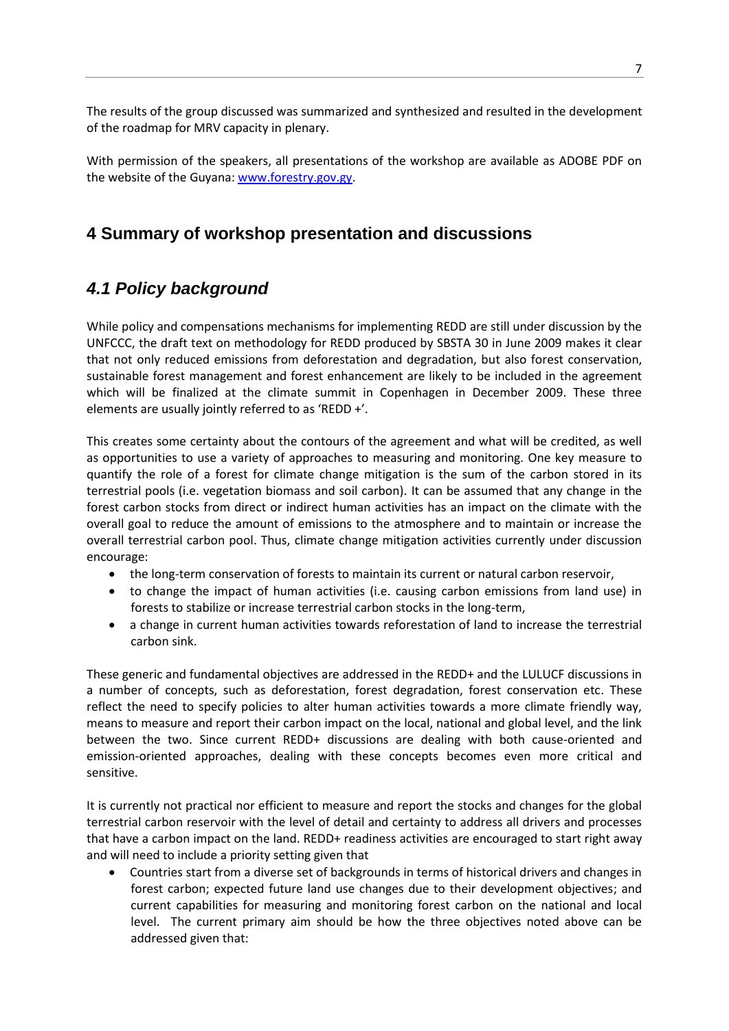The results of the group discussed was summarized and synthesized and resulted in the development of the roadmap for MRV capacity in plenary.

With permission of the speakers, all presentations of the workshop are available as ADOBE PDF on the website of the Guyana: [www.forestry.gov.gy](http://www.forestry.gov.gy).

# 4 Summary of workshop presentation and discussions

## *4.1 Policy background*

While policy and compensations mechanisms for implementing REDD are still under discussion by the UNFCCC, the draft text on methodology for REDD produced by SBSTA 30 in June 2009 makes it clear that not only reduced emissions from deforestation and degradation, but also forest conservation, sustainable forest management and forest enhancement are likely to be included in the agreement which will be finalized at the climate summit in Copenhagen in December 2009. These three elements are usually jointly referred to as 'REDD +'.

This creates some certainty about the contours of the agreement and what will be credited, as well as opportunities to use a variety of approaches to measuring and monitoring. One key measure to quantify the role of a forest for climate change mitigation is the sum of the carbon stored in its terrestrial pools (i.e. vegetation biomass and soil carbon). It can be assumed that any change in the forest carbon stocks from direct or indirect human activities has an impact on the climate with the overall goal to reduce the amount of emissions to the atmosphere and to maintain or increase the overall terrestrial carbon pool. Thus, climate change mitigation activities currently under discussion encourage:

- the long-term conservation of forests to maintain its current or natural carbon reservoir,
- to change the impact of human activities (i.e. causing carbon emissions from land use) in forests to stabilize or increase terrestrial carbon stocks in the long-term,
- a change in current human activities towards reforestation of land to increase the terrestrial carbon sink.

These generic and fundamental objectives are addressed in the REDD+ and the LULUCF discussions in a number of concepts, such as deforestation, forest degradation, forest conservation etc. These reflect the need to specify policies to alter human activities towards a more climate friendly way, means to measure and report their carbon impact on the local, national and global level, and the link between the two. Since current REDD+ discussions are dealing with both cause-oriented and emission-oriented approaches, dealing with these concepts becomes even more critical and sensitive.

It is currently not practical nor efficient to measure and report the stocks and changes for the global terrestrial carbon reservoir with the level of detail and certainty to address all drivers and processes that have a carbon impact on the land. REDD+ readiness activities are encouraged to start right away and will need to include a priority setting given that

- Countries start from a diverse set of backgrounds in terms of historical drivers and changes in forest carbon; expected future land use changes due to their development objectives; and current capabilities for measuring and monitoring forest carbon on the national and local level. The current primary aim should be how the three objectives noted above can be addressed given that: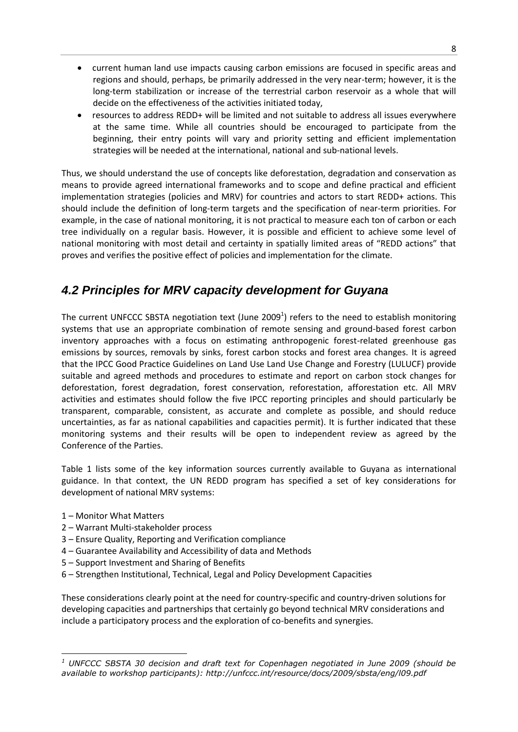- current human land use impacts causing carbon emissions are focused in specific areas and regions and should, perhaps, be primarily addressed in the very near-term; however, it is the long-term stabilization or increase of the terrestrial carbon reservoir as a whole that will decide on the effectiveness of the activities initiated today,
- resources to address REDD+ will be limited and not suitable to address all issues everywhere at the same time. While all countries should be encouraged to participate from the beginning, their entry points will vary and priority setting and efficient implementation strategies will be needed at the international, national and sub-national levels.

Thus, we should understand the use of concepts like deforestation, degradation and conservation as means to provide agreed international frameworks and to scope and define practical and efficient implementation strategies (policies and MRV) for countries and actors to start REDD+ actions. This should include the definition of long-term targets and the specification of near-term priorities. For example, in the case of national monitoring, it is not practical to measure each ton of carbon or each tree individually on a regular basis. However, it is possible and efficient to achieve some level of national monitoring with most detail and certainty in spatially limited areas of "REDD actions" that proves and verifies the positive effect of policies and implementation for the climate.

## *4.2 Principles for MRV capacity development for Guyana*

The current UNFCCC SBSTA negotiation text (June 2009[1]) refers to the need to establish monitoring systems that use an appropriate combination of remote sensing and ground-based forest carbon inventory approaches with a focus on estimating anthropogenic forest-related greenhouse gas emissions by sources, removals by sinks, forest carbon stocks and forest area changes. It is agreed that the IPCC Good Practice Guidelines on Land Use Land Use Change and Forestry (LULUCF) provide suitable and agreed methods and procedures to estimate and report on carbon stock changes for deforestation, forest degradation, forest conservation, reforestation, afforestation etc. All MRV activities and estimates should follow the five IPCC reporting principles and should particularly be transparent, comparable, consistent, as accurate and complete as possible, and should reduce uncertainties, as far as national capabilities and capacities permit). It is further indicated that these monitoring systems and their results will be open to independent review as agreed by the Conference of the Parties.

Table 1 lists some of the key information sources currently available to Guyana as international guidance. In that context, the UN REDD program has specified a set of key considerations for development of national MRV systems:

1 – Monitor What Matters
2 – Warrant Multi-stakeholder process
3 – Ensure Quality, Reporting and Verification compliance
4 – Guarantee Availability and Accessibility of data and Methods
5 – Support Investment and Sharing of Benefits
6 – Strengthen Institutional, Technical, Legal and Policy Development Capacities

These considerations clearly point at the need for country-specific and country-driven solutions for developing capacities and partnerships that certainly go beyond technical MRV considerations and include a participatory process and the exploration of co-benefits and synergies.

---

[1] *UNFCCC SBSTA 30 decision and draft text for Copenhagen negotiated in June 2009 (should be available to workshop participants): http://unfccc.int/resource/docs/2009/sbsta/eng/l09.pdf*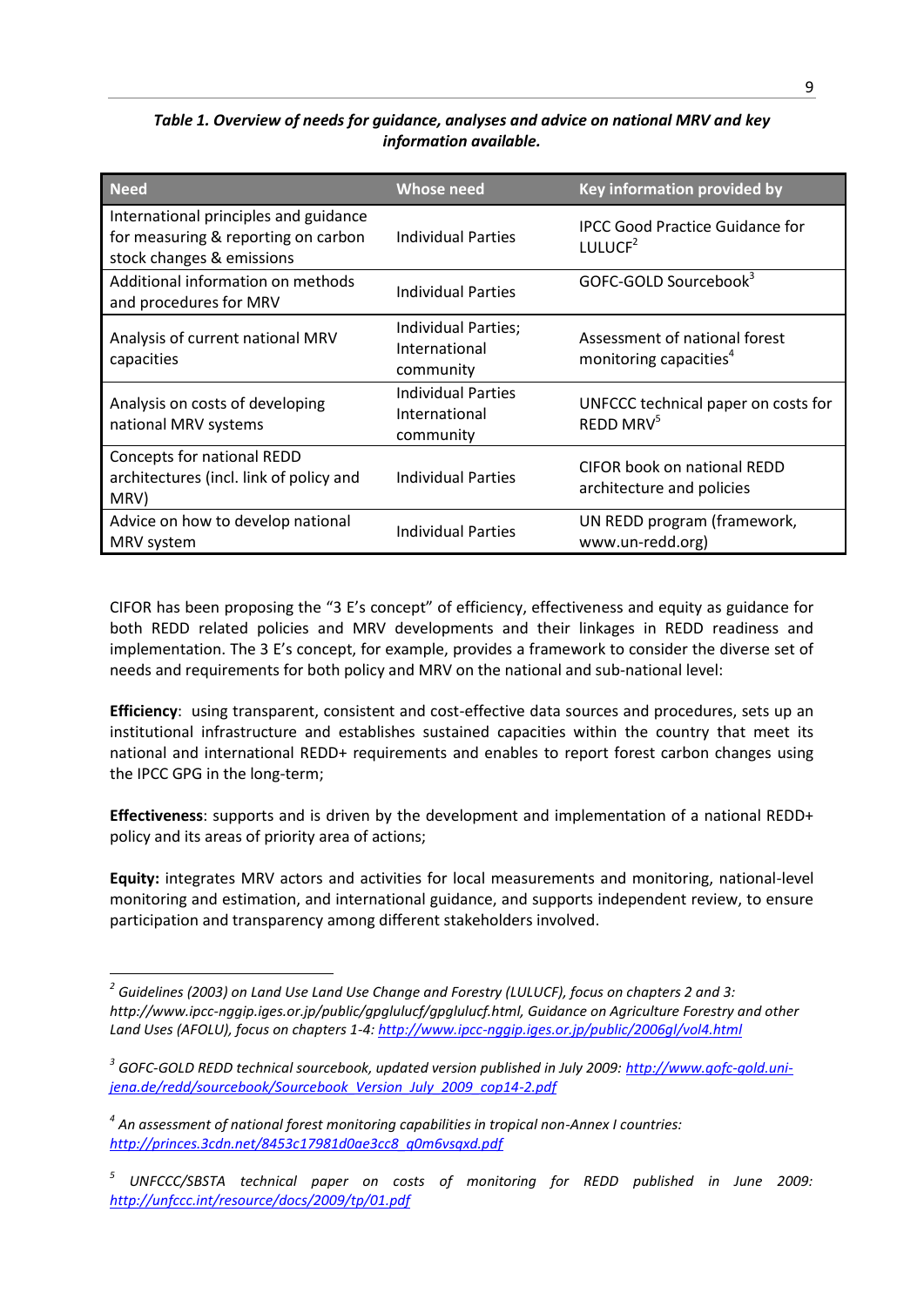***Table 1. Overview of needs for guidance, analyses and advice on national MRV and key information available.***

| Need | Whose need | Key information provided by |
|---|---|---|
| International principles and guidance for measuring & reporting on carbon stock changes & emissions | Individual Parties | IPCC Good Practice Guidance for LULUCF[2] |
| Additional information on methods and procedures for MRV | Individual Parties | GOFC-GOLD Sourcebook[3] |
| Analysis of current national MRV capacities | Individual Parties; International community | Assessment of national forest monitoring capacities[4] |
| Analysis on costs of developing national MRV systems | Individual Parties International community | UNFCCC technical paper on costs for REDD MRV[5] |
| Concepts for national REDD architectures (incl. link of policy and MRV) | Individual Parties | CIFOR book on national REDD architecture and policies |
| Advice on how to develop national MRV system | Individual Parties | UN REDD program (framework, www.un-redd.org) |

CIFOR has been proposing the "3 E's concept" of efficiency, effectiveness and equity as guidance for both REDD related policies and MRV developments and their linkages in REDD readiness and implementation. The 3 E's concept, for example, provides a framework to consider the diverse set of needs and requirements for both policy and MRV on the national and sub-national level:

**Efficiency**: using transparent, consistent and cost-effective data sources and procedures, sets up an institutional infrastructure and establishes sustained capacities within the country that meet its national and international REDD+ requirements and enables to report forest carbon changes using the IPCC GPG in the long-term;

**Effectiveness**: supports and is driven by the development and implementation of a national REDD+ policy and its areas of priority area of actions;

**Equity:** integrates MRV actors and activities for local measurements and monitoring, national-level monitoring and estimation, and international guidance, and supports independent review, to ensure participation and transparency among different stakeholders involved.

---

[2] *Guidelines (2003) on Land Use Land Use Change and Forestry (LULUCF), focus on chapters 2 and 3: http://www.ipcc-nggip.iges.or.jp/public/gpglulucf/gpglulucf.html, Guidance on Agriculture Forestry and other Land Uses (AFOLU), focus on chapters 1-4: http://www.ipcc-nggip.iges.or.jp/public/2006gl/vol4.html*

[3] *GOFC-GOLD REDD technical sourcebook, updated version published in July 2009: http://www.gofc-gold.uni-jena.de/redd/sourcebook/Sourcebook_Version_July_2009_cop14-2.pdf*

[4] *An assessment of national forest monitoring capabilities in tropical non-Annex I countries: http://princes.3cdn.net/8453c17981d0ae3cc8_q0m6vsqxd.pdf*

[5] *UNFCCC/SBSTA technical paper on costs of monitoring for REDD published in June 2009: http://unfccc.int/resource/docs/2009/tp/01.pdf*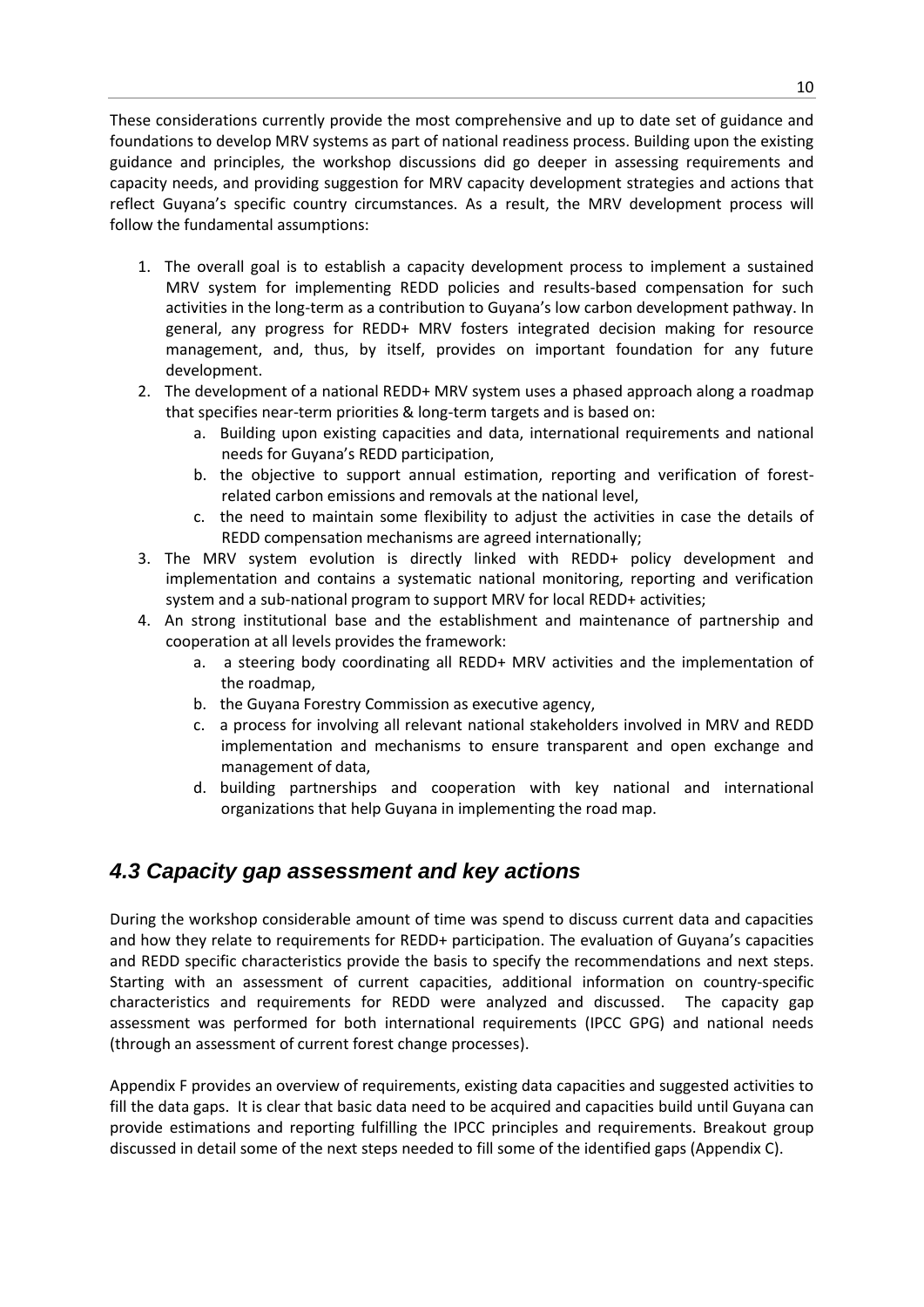These considerations currently provide the most comprehensive and up to date set of guidance and foundations to develop MRV systems as part of national readiness process. Building upon the existing guidance and principles, the workshop discussions did go deeper in assessing requirements and capacity needs, and providing suggestion for MRV capacity development strategies and actions that reflect Guyana's specific country circumstances. As a result, the MRV development process will follow the fundamental assumptions:

1. The overall goal is to establish a capacity development process to implement a sustained MRV system for implementing REDD policies and results-based compensation for such activities in the long-term as a contribution to Guyana's low carbon development pathway. In general, any progress for REDD+ MRV fosters integrated decision making for resource management, and, thus, by itself, provides on important foundation for any future development.
2. The development of a national REDD+ MRV system uses a phased approach along a roadmap that specifies near-term priorities & long-term targets and is based on:
   a. Building upon existing capacities and data, international requirements and national needs for Guyana's REDD participation,
   b. the objective to support annual estimation, reporting and verification of forest-related carbon emissions and removals at the national level,
   c. the need to maintain some flexibility to adjust the activities in case the details of REDD compensation mechanisms are agreed internationally;
3. The MRV system evolution is directly linked with REDD+ policy development and implementation and contains a systematic national monitoring, reporting and verification system and a sub-national program to support MRV for local REDD+ activities;
4. An strong institutional base and the establishment and maintenance of partnership and cooperation at all levels provides the framework:
   a. a steering body coordinating all REDD+ MRV activities and the implementation of the roadmap,
   b. the Guyana Forestry Commission as executive agency,
   c. a process for involving all relevant national stakeholders involved in MRV and REDD implementation and mechanisms to ensure transparent and open exchange and management of data,
   d. building partnerships and cooperation with key national and international organizations that help Guyana in implementing the road map.

## *4.3 Capacity gap assessment and key actions*

During the workshop considerable amount of time was spend to discuss current data and capacities and how they relate to requirements for REDD+ participation. The evaluation of Guyana's capacities and REDD specific characteristics provide the basis to specify the recommendations and next steps. Starting with an assessment of current capacities, additional information on country-specific characteristics and requirements for REDD were analyzed and discussed. The capacity gap assessment was performed for both international requirements (IPCC GPG) and national needs (through an assessment of current forest change processes).

Appendix F provides an overview of requirements, existing data capacities and suggested activities to fill the data gaps. It is clear that basic data need to be acquired and capacities build until Guyana can provide estimations and reporting fulfilling the IPCC principles and requirements. Breakout group discussed in detail some of the next steps needed to fill some of the identified gaps (Appendix C).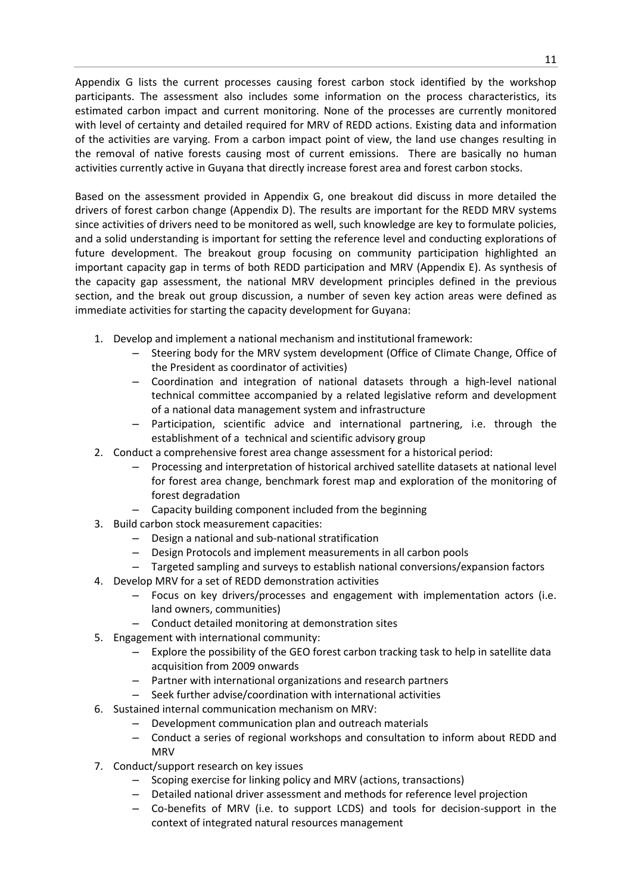Appendix G lists the current processes causing forest carbon stock identified by the workshop participants. The assessment also includes some information on the process characteristics, its estimated carbon impact and current monitoring. None of the processes are currently monitored with level of certainty and detailed required for MRV of REDD actions. Existing data and information of the activities are varying. From a carbon impact point of view, the land use changes resulting in the removal of native forests causing most of current emissions. There are basically no human activities currently active in Guyana that directly increase forest area and forest carbon stocks.

Based on the assessment provided in Appendix G, one breakout did discuss in more detailed the drivers of forest carbon change (Appendix D). The results are important for the REDD MRV systems since activities of drivers need to be monitored as well, such knowledge are key to formulate policies, and a solid understanding is important for setting the reference level and conducting explorations of future development. The breakout group focusing on community participation highlighted an important capacity gap in terms of both REDD participation and MRV (Appendix E). As synthesis of the capacity gap assessment, the national MRV development principles defined in the previous section, and the break out group discussion, a number of seven key action areas were defined as immediate activities for starting the capacity development for Guyana:

1. Develop and implement a national mechanism and institutional framework:
   - Steering body for the MRV system development (Office of Climate Change, Office of the President as coordinator of activities)
   - Coordination and integration of national datasets through a high-level national technical committee accompanied by a related legislative reform and development of a national data management system and infrastructure
   - Participation, scientific advice and international partnering, i.e. through the establishment of a technical and scientific advisory group
2. Conduct a comprehensive forest area change assessment for a historical period:
   - Processing and interpretation of historical archived satellite datasets at national level for forest area change, benchmark forest map and exploration of the monitoring of forest degradation
   - Capacity building component included from the beginning
3. Build carbon stock measurement capacities:
   - Design a national and sub-national stratification
   - Design Protocols and implement measurements in all carbon pools
   - Targeted sampling and surveys to establish national conversions/expansion factors
4. Develop MRV for a set of REDD demonstration activities
   - Focus on key drivers/processes and engagement with implementation actors (i.e. land owners, communities)
   - Conduct detailed monitoring at demonstration sites
5. Engagement with international community:
   - Explore the possibility of the GEO forest carbon tracking task to help in satellite data acquisition from 2009 onwards
   - Partner with international organizations and research partners
   - Seek further advise/coordination with international activities
6. Sustained internal communication mechanism on MRV:
   - Development communication plan and outreach materials
   - Conduct a series of regional workshops and consultation to inform about REDD and MRV
7. Conduct/support research on key issues
   - Scoping exercise for linking policy and MRV (actions, transactions)
   - Detailed national driver assessment and methods for reference level projection
   - Co-benefits of MRV (i.e. to support LCDS) and tools for decision-support in the context of integrated natural resources management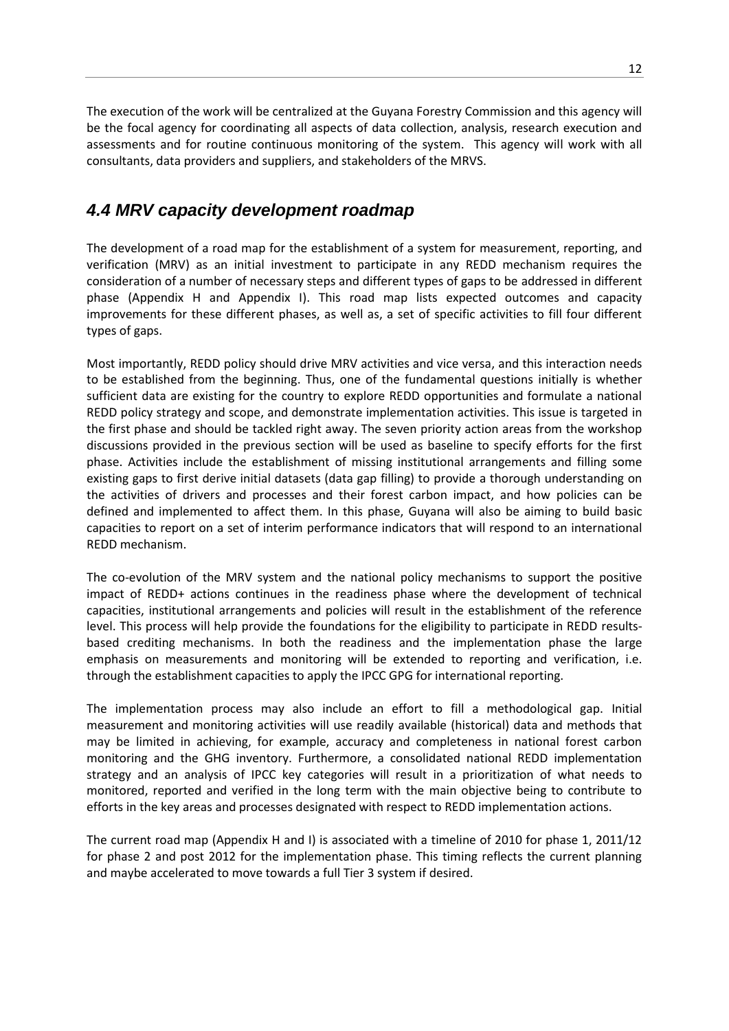The execution of the work will be centralized at the Guyana Forestry Commission and this agency will be the focal agency for coordinating all aspects of data collection, analysis, research execution and assessments and for routine continuous monitoring of the system. This agency will work with all consultants, data providers and suppliers, and stakeholders of the MRVS.

## *4.4 MRV capacity development roadmap*

The development of a road map for the establishment of a system for measurement, reporting, and verification (MRV) as an initial investment to participate in any REDD mechanism requires the consideration of a number of necessary steps and different types of gaps to be addressed in different phase (Appendix H and Appendix I). This road map lists expected outcomes and capacity improvements for these different phases, as well as, a set of specific activities to fill four different types of gaps.

Most importantly, REDD policy should drive MRV activities and vice versa, and this interaction needs to be established from the beginning. Thus, one of the fundamental questions initially is whether sufficient data are existing for the country to explore REDD opportunities and formulate a national REDD policy strategy and scope, and demonstrate implementation activities. This issue is targeted in the first phase and should be tackled right away. The seven priority action areas from the workshop discussions provided in the previous section will be used as baseline to specify efforts for the first phase. Activities include the establishment of missing institutional arrangements and filling some existing gaps to first derive initial datasets (data gap filling) to provide a thorough understanding on the activities of drivers and processes and their forest carbon impact, and how policies can be defined and implemented to affect them. In this phase, Guyana will also be aiming to build basic capacities to report on a set of interim performance indicators that will respond to an international REDD mechanism.

The co-evolution of the MRV system and the national policy mechanisms to support the positive impact of REDD+ actions continues in the readiness phase where the development of technical capacities, institutional arrangements and policies will result in the establishment of the reference level. This process will help provide the foundations for the eligibility to participate in REDD results-based crediting mechanisms. In both the readiness and the implementation phase the large emphasis on measurements and monitoring will be extended to reporting and verification, i.e. through the establishment capacities to apply the IPCC GPG for international reporting.

The implementation process may also include an effort to fill a methodological gap. Initial measurement and monitoring activities will use readily available (historical) data and methods that may be limited in achieving, for example, accuracy and completeness in national forest carbon monitoring and the GHG inventory. Furthermore, a consolidated national REDD implementation strategy and an analysis of IPCC key categories will result in a prioritization of what needs to monitored, reported and verified in the long term with the main objective being to contribute to efforts in the key areas and processes designated with respect to REDD implementation actions.

The current road map (Appendix H and I) is associated with a timeline of 2010 for phase 1, 2011/12 for phase 2 and post 2012 for the implementation phase. This timing reflects the current planning and maybe accelerated to move towards a full Tier 3 system if desired.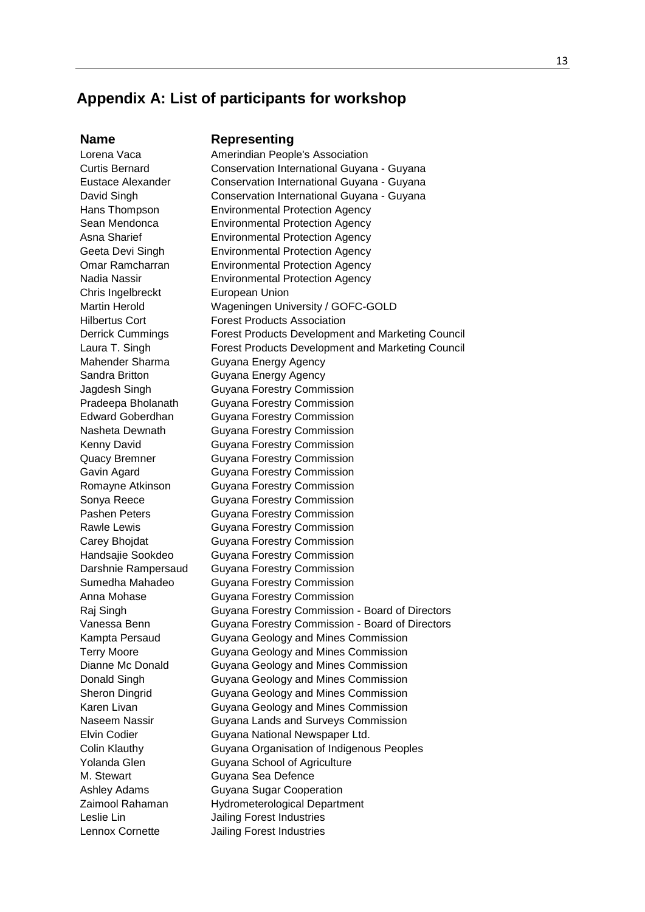## Appendix A: List of participants for workshop

| Name | Representing |
|---|---|
| Lorena Vaca | Amerindian People's Association |
| Curtis Bernard | Conservation International Guyana - Guyana |
| Eustace Alexander | Conservation International Guyana - Guyana |
| David Singh | Conservation International Guyana - Guyana |
| Hans Thompson | Environmental Protection Agency |
| Sean Mendonca | Environmental Protection Agency |
| Asna Sharief | Environmental Protection Agency |
| Geeta Devi Singh | Environmental Protection Agency |
| Omar Ramcharran | Environmental Protection Agency |
| Nadia Nassir | Environmental Protection Agency |
| Chris Ingelbreckt | European Union |
| Martin Herold | Wageningen University / GOFC-GOLD |
| Hilbertus Cort | Forest Products Association |
| Derrick Cummings | Forest Products Development and Marketing Council |
| Laura T. Singh | Forest Products Development and Marketing Council |
| Mahender Sharma | Guyana Energy Agency |
| Sandra Britton | Guyana Energy Agency |
| Jagdesh Singh | Guyana Forestry Commission |
| Pradeepa Bholanath | Guyana Forestry Commission |
| Edward Goberdhan | Guyana Forestry Commission |
| Nasheta Dewnath | Guyana Forestry Commission |
| Kenny David | Guyana Forestry Commission |
| Quacy Bremner | Guyana Forestry Commission |
| Gavin Agard | Guyana Forestry Commission |
| Romayne Atkinson | Guyana Forestry Commission |
| Sonya Reece | Guyana Forestry Commission |
| Pashen Peters | Guyana Forestry Commission |
| Rawle Lewis | Guyana Forestry Commission |
| Carey Bhojdat | Guyana Forestry Commission |
| Handsajie Sookdeo | Guyana Forestry Commission |
| Darshnie Rampersaud | Guyana Forestry Commission |
| Sumedha Mahadeo | Guyana Forestry Commission |
| Anna Mohase | Guyana Forestry Commission |
| Raj Singh | Guyana Forestry Commission - Board of Directors |
| Vanessa Benn | Guyana Forestry Commission - Board of Directors |
| Kampta Persaud | Guyana Geology and Mines Commission |
| Terry Moore | Guyana Geology and Mines Commission |
| Dianne Mc Donald | Guyana Geology and Mines Commission |
| Donald Singh | Guyana Geology and Mines Commission |
| Sheron Dingrid | Guyana Geology and Mines Commission |
| Karen Livan | Guyana Geology and Mines Commission |
| Naseem Nassir | Guyana Lands and Surveys Commission |
| Elvin Codier | Guyana National Newspaper Ltd. |
| Colin Klauthy | Guyana Organisation of Indigenous Peoples |
| Yolanda Glen | Guyana School of Agriculture |
| M. Stewart | Guyana Sea Defence |
| Ashley Adams | Guyana Sugar Cooperation |
| Zaimool Rahaman | Hydrometerological Department |
| Leslie Lin | Jailing Forest Industries |
| Lennox Cornette | Jailing Forest Industries |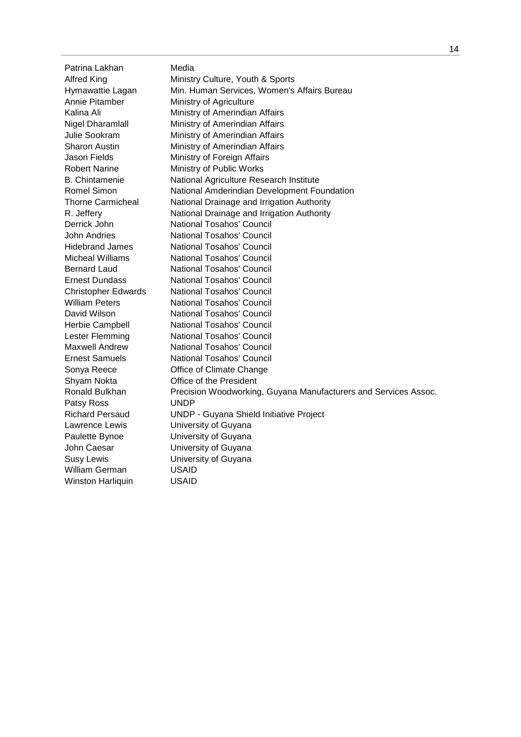| | |
|---|---|
| Patrina Lakhan | Media |
| Alfred King | Ministry Culture, Youth & Sports |
| Hymawattie Lagan | Min. Human Services, Women's Affairs Bureau |
| Annie Pitamber | Ministry of Agriculture |
| Kalina Ali | Ministry of Amerindian Affairs |
| Nigel Dharamlall | Ministry of Amerindian Affairs |
| Julie Sookram | Ministry of Amerindian Affairs |
| Sharon Austin | Ministry of Amerindian Affairs |
| Jason Fields | Ministry of Foreign Affairs |
| Robert Narine | Ministry of Public Works |
| B. Chintamenie | National Agriculture Research Institute |
| Romel Simon | National Amderindian Development Foundation |
| Thorne Carmicheal | National Drainage and Irrigation Authority |
| R. Jeffery | National Drainage and Irrigation Authority |
| Derrick John | National Tosahos' Council |
| John Andries | National Tosahos' Council |
| Hidebrand James | National Tosahos' Council |
| Micheal Williams | National Tosahos' Council |
| Bernard Laud | National Tosahos' Council |
| Ernest Dundass | National Tosahos' Council |
| Christopher Edwards | National Tosahos' Council |
| William Peters | National Tosahos' Council |
| David Wilson | National Tosahos' Council |
| Herbie Campbell | National Tosahos' Council |
| Lester Flemming | National Tosahos' Council |
| Maxwell Andrew | National Tosahos' Council |
| Ernest Samuels | National Tosahos' Council |
| Sonya Reece | Office of Climate Change |
| Shyam Nokta | Office of the President |
| Ronald Bulkhan | Precision Woodworking, Guyana Manufacturers and Services Assoc. |
| Patsy Ross | UNDP |
| Richard Persaud | UNDP - Guyana Shield Initiative Project |
| Lawrence Lewis | University of Guyana |
| Paulette Bynoe | University of Guyana |
| John Caesar | University of Guyana |
| Susy Lewis | University of Guyana |
| William German | USAID |
| Winston Harliquin | USAID |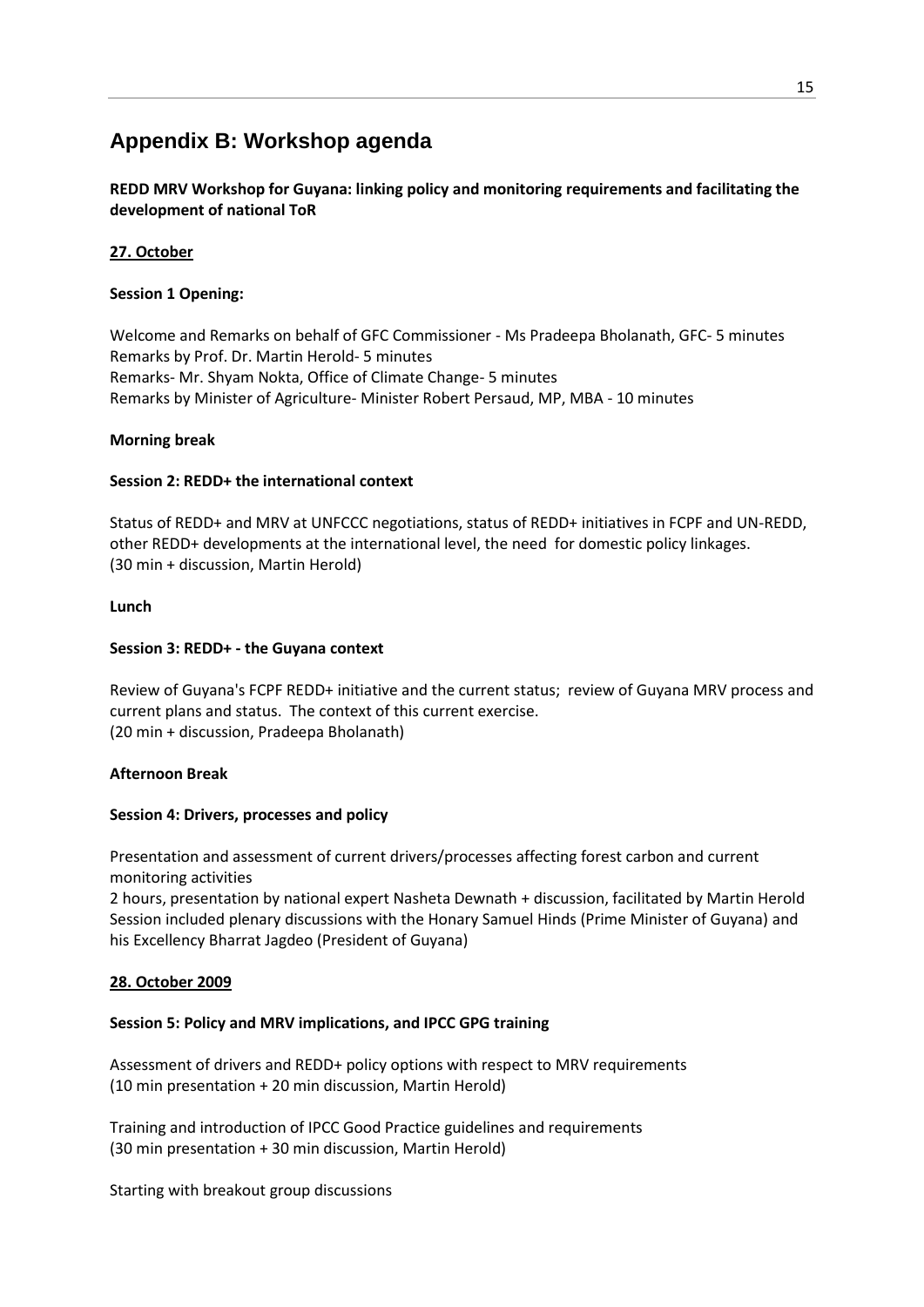## Appendix B: Workshop agenda

**REDD MRV Workshop for Guyana: linking policy and monitoring requirements and facilitating the development of national ToR**

**27. October**

**Session 1 Opening:**

Welcome and Remarks on behalf of GFC Commissioner - Ms Pradeepa Bholanath, GFC- 5 minutes
Remarks by Prof. Dr. Martin Herold- 5 minutes
Remarks- Mr. Shyam Nokta, Office of Climate Change- 5 minutes
Remarks by Minister of Agriculture- Minister Robert Persaud, MP, MBA - 10 minutes

**Morning break**

**Session 2: REDD+ the international context**

Status of REDD+ and MRV at UNFCCC negotiations, status of REDD+ initiatives in FCPF and UN-REDD, other REDD+ developments at the international level, the need for domestic policy linkages.
(30 min + discussion, Martin Herold)

**Lunch**

**Session 3: REDD+ - the Guyana context**

Review of Guyana's FCPF REDD+ initiative and the current status; review of Guyana MRV process and current plans and status. The context of this current exercise.
(20 min + discussion, Pradeepa Bholanath)

**Afternoon Break**

**Session 4: Drivers, processes and policy**

Presentation and assessment of current drivers/processes affecting forest carbon and current monitoring activities
2 hours, presentation by national expert Nasheta Dewnath + discussion, facilitated by Martin Herold
Session included plenary discussions with the Honary Samuel Hinds (Prime Minister of Guyana) and his Excellency Bharrat Jagdeo (President of Guyana)

**28. October 2009**

**Session 5: Policy and MRV implications, and IPCC GPG training**

Assessment of drivers and REDD+ policy options with respect to MRV requirements
(10 min presentation + 20 min discussion, Martin Herold)

Training and introduction of IPCC Good Practice guidelines and requirements
(30 min presentation + 30 min discussion, Martin Herold)

Starting with breakout group discussions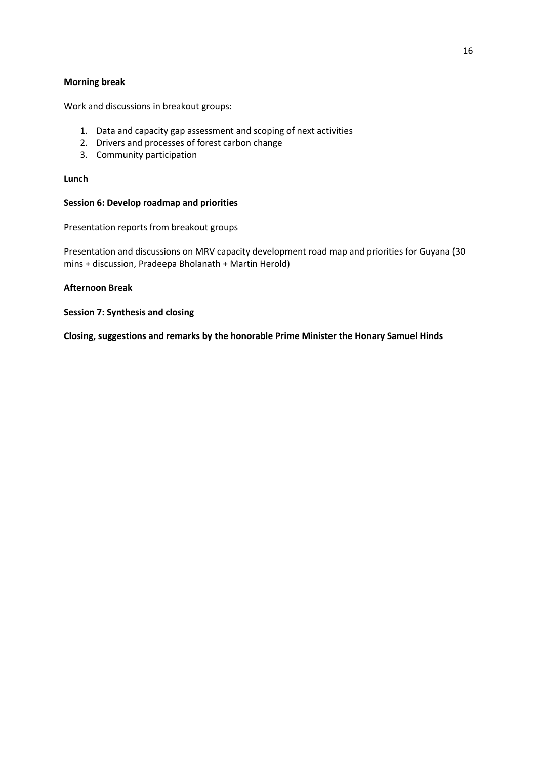**Morning break**

Work and discussions in breakout groups:

1. Data and capacity gap assessment and scoping of next activities
2. Drivers and processes of forest carbon change
3. Community participation

**Lunch**

**Session 6: Develop roadmap and priorities**

Presentation reports from breakout groups

Presentation and discussions on MRV capacity development road map and priorities for Guyana (30 mins + discussion, Pradeepa Bholanath + Martin Herold)

**Afternoon Break**

**Session 7: Synthesis and closing**

**Closing, suggestions and remarks by the honorable Prime Minister the Honary Samuel Hinds**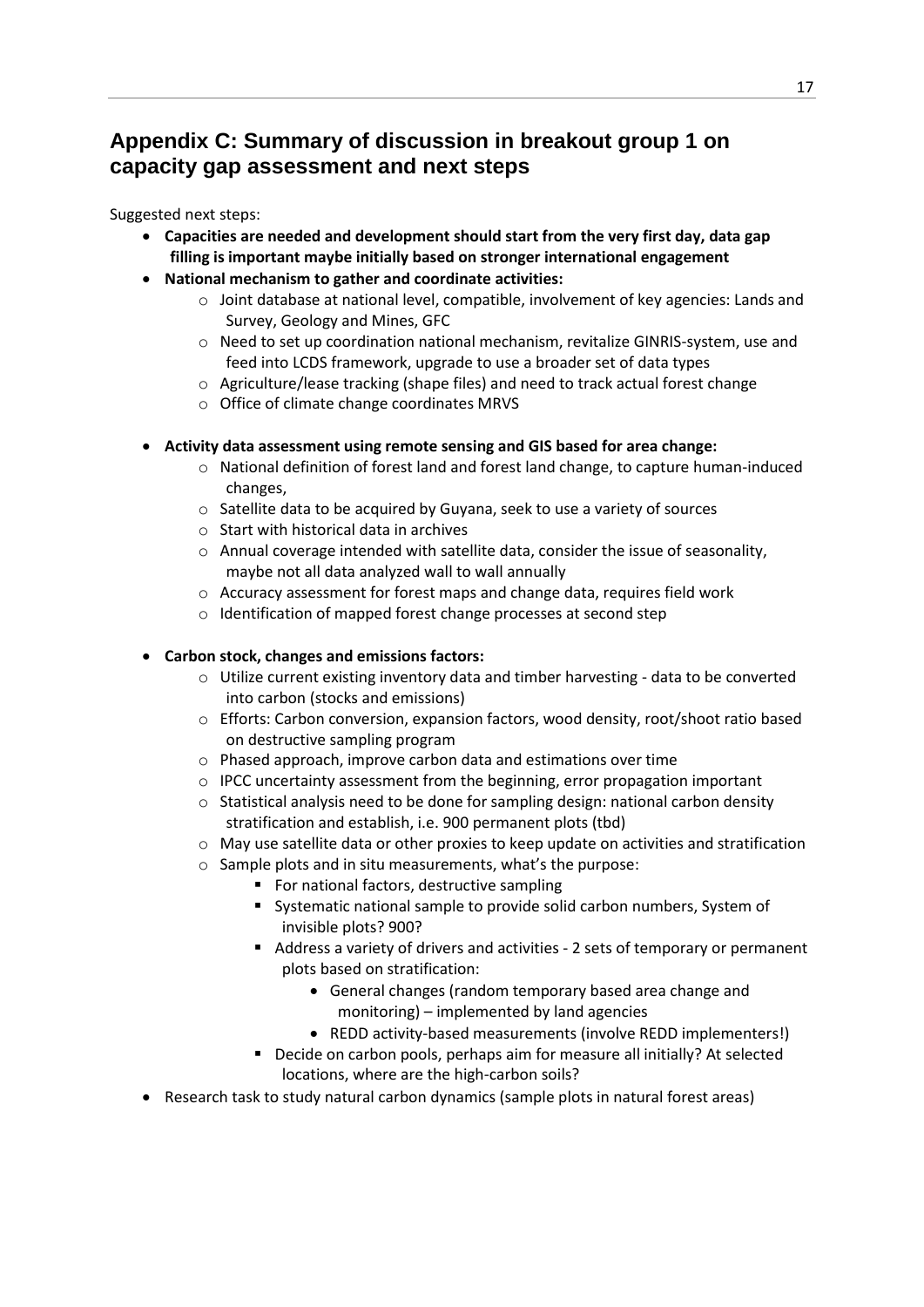## Appendix C: Summary of discussion in breakout group 1 on capacity gap assessment and next steps

Suggested next steps:

- **Capacities are needed and development should start from the very first day, data gap filling is important maybe initially based on stronger international engagement**
- **National mechanism to gather and coordinate activities:**
  - Joint database at national level, compatible, involvement of key agencies: Lands and Survey, Geology and Mines, GFC
  - Need to set up coordination national mechanism, revitalize GINRIS-system, use and feed into LCDS framework, upgrade to use a broader set of data types
  - Agriculture/lease tracking (shape files) and need to track actual forest change
  - Office of climate change coordinates MRVS

- **Activity data assessment using remote sensing and GIS based for area change:**
  - National definition of forest land and forest land change, to capture human-induced changes,
  - Satellite data to be acquired by Guyana, seek to use a variety of sources
  - Start with historical data in archives
  - Annual coverage intended with satellite data, consider the issue of seasonality, maybe not all data analyzed wall to wall annually
  - Accuracy assessment for forest maps and change data, requires field work
  - Identification of mapped forest change processes at second step

- **Carbon stock, changes and emissions factors:**
  - Utilize current existing inventory data and timber harvesting - data to be converted into carbon (stocks and emissions)
  - Efforts: Carbon conversion, expansion factors, wood density, root/shoot ratio based on destructive sampling program
  - Phased approach, improve carbon data and estimations over time
  - IPCC uncertainty assessment from the beginning, error propagation important
  - Statistical analysis need to be done for sampling design: national carbon density stratification and establish, i.e. 900 permanent plots (tbd)
  - May use satellite data or other proxies to keep update on activities and stratification
  - Sample plots and in situ measurements, what's the purpose:
    - For national factors, destructive sampling
    - Systematic national sample to provide solid carbon numbers, System of invisible plots? 900?
    - Address a variety of drivers and activities - 2 sets of temporary or permanent plots based on stratification:
      - General changes (random temporary based area change and monitoring) – implemented by land agencies
      - REDD activity-based measurements (involve REDD implementers!)
    - Decide on carbon pools, perhaps aim for measure all initially? At selected locations, where are the high-carbon soils?
- Research task to study natural carbon dynamics (sample plots in natural forest areas)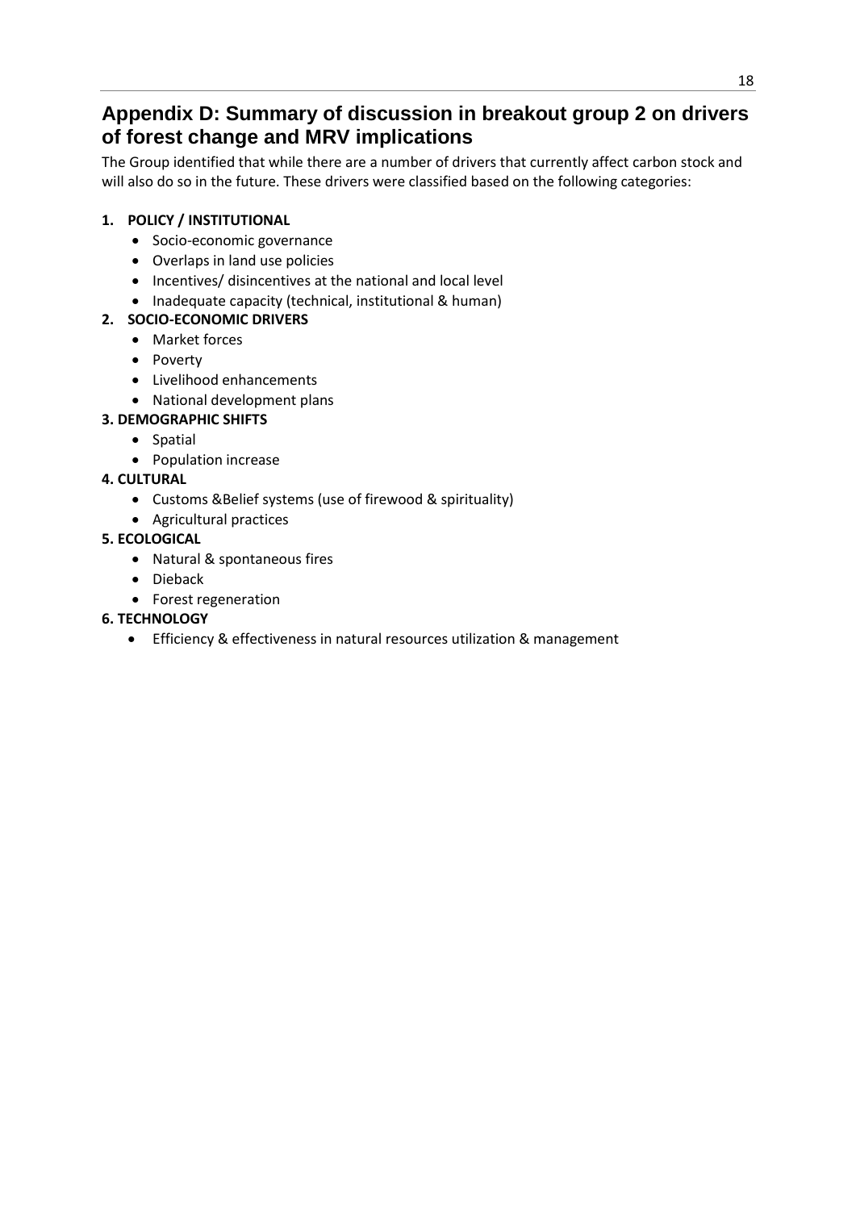## Appendix D: Summary of discussion in breakout group 2 on drivers of forest change and MRV implications

The Group identified that while there are a number of drivers that currently affect carbon stock and will also do so in the future. These drivers were classified based on the following categories:

1. **POLICY / INSTITUTIONAL**
   - Socio-economic governance
   - Overlaps in land use policies
   - Incentives/ disincentives at the national and local level
   - Inadequate capacity (technical, institutional & human)
2. **SOCIO-ECONOMIC DRIVERS**
   - Market forces
   - Poverty
   - Livelihood enhancements
   - National development plans

**3. DEMOGRAPHIC SHIFTS**

- Spatial
- Population increase

**4. CULTURAL**

- Customs &Belief systems (use of firewood & spirituality)
- Agricultural practices

**5. ECOLOGICAL**

- Natural & spontaneous fires
- Dieback
- Forest regeneration

**6. TECHNOLOGY**

- Efficiency & effectiveness in natural resources utilization & management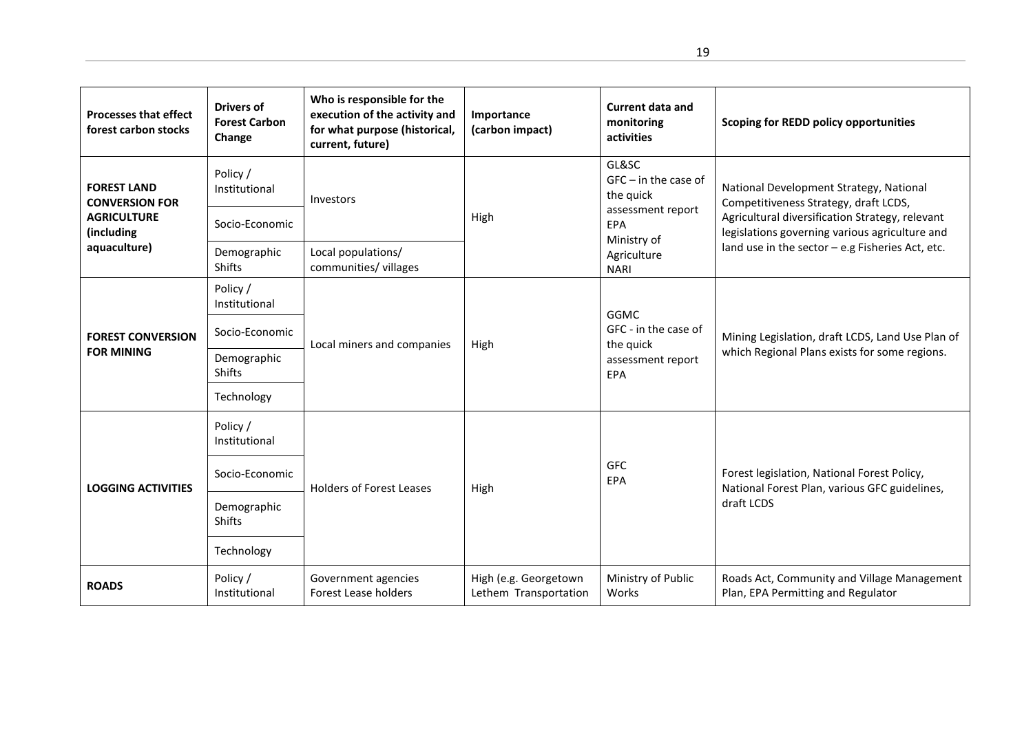| Processes that effect forest carbon stocks | Drivers of Forest Carbon Change | Who is responsible for the execution of the activity and for what purpose (historical, current, future) | Importance (carbon impact) | Current data and monitoring activities | Scoping for REDD policy opportunities |
|---|---|---|---|---|---|
| **FOREST LAND CONVERSION FOR AGRICULTURE (including aquaculture)** | Policy / Institutional | Investors | High | GL&SC<br>GFC – in the case of the quick assessment report<br>EPA<br>Ministry of Agriculture<br>NARI | National Development Strategy, National Competitiveness Strategy, draft LCDS, Agricultural diversification Strategy, relevant legislations governing various agriculture and land use in the sector – e.g Fisheries Act, etc. |
| | Socio-Economic | | | | |
| | Demographic Shifts | Local populations/ communities/ villages | | | |
| **FOREST CONVERSION FOR MINING** | Policy / Institutional | Local miners and companies | High | GGMC<br>GFC - in the case of the quick assessment report<br>EPA | Mining Legislation, draft LCDS, Land Use Plan of which Regional Plans exists for some regions. |
| | Socio-Economic | | | | |
| | Demographic Shifts | | | | |
| | Technology | | | | |
| **LOGGING ACTIVITIES** | Policy / Institutional | Holders of Forest Leases | High | GFC<br>EPA | Forest legislation, National Forest Policy, National Forest Plan, various GFC guidelines, draft LCDS |
| | Socio-Economic | | | | |
| | Demographic Shifts | | | | |
| | Technology | | | | |
| **ROADS** | Policy / Institutional | Government agencies<br>Forest Lease holders | High (e.g. Georgetown Lethem Transportation | Ministry of Public Works | Roads Act, Community and Village Management Plan, EPA Permitting and Regulator |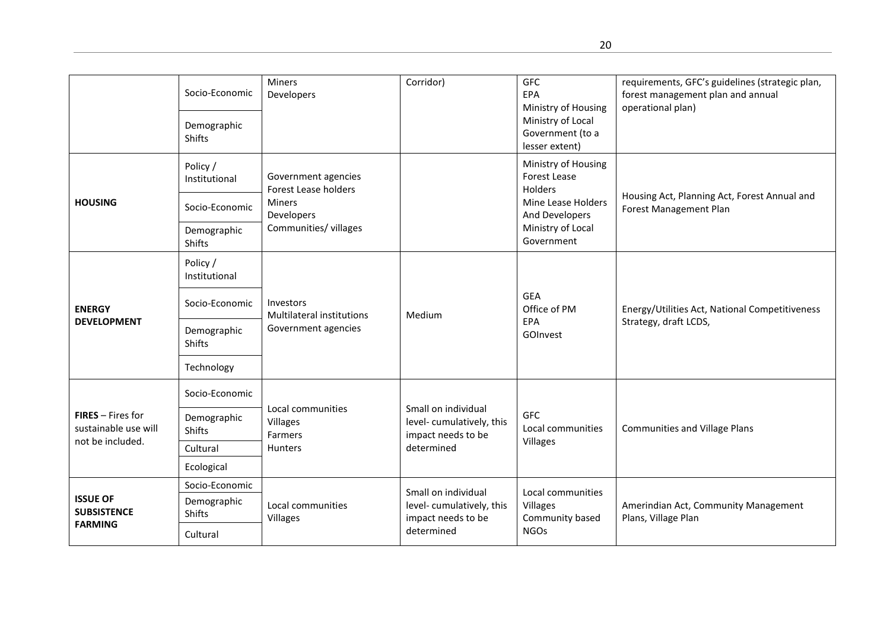| | Socio-Economic<br>Demographic Shifts | Miners<br>Developers | Corridor) | GFC<br>EPA<br>Ministry of Housing<br>Ministry of Local Government (to a lesser extent) | requirements, GFC's guidelines (strategic plan, forest management plan and annual operational plan) |
|---|---|---|---|---|---|
| **HOUSING** | Policy / Institutional<br>Socio-Economic<br>Demographic Shifts | Government agencies<br>Forest Lease holders<br>Miners<br>Developers<br>Communities/ villages | | Ministry of Housing<br>Forest Lease Holders<br>Mine Lease Holders And Developers<br>Ministry of Local Government | Housing Act, Planning Act, Forest Annual and Forest Management Plan |
| **ENERGY DEVELOPMENT** | Policy / Institutional<br>Socio-Economic<br>Demographic Shifts<br>Technology | Investors<br>Multilateral institutions<br>Government agencies | Medium | GEA<br>Office of PM<br>EPA<br>GOInvest | Energy/Utilities Act, National Competitiveness Strategy, draft LCDS, |
| **FIRES** – Fires for sustainable use will not be included. | Socio-Economic<br>Demographic Shifts<br>Cultural<br>Ecological | Local communities<br>Villages<br>Farmers<br>Hunters | Small on individual level- cumulatively, this impact needs to be determined | GFC<br>Local communities<br>Villages | Communities and Village Plans |
| **ISSUE OF SUBSISTENCE FARMING** | Socio-Economic<br>Demographic Shifts<br>Cultural | Local communities<br>Villages | Small on individual level- cumulatively, this impact needs to be determined | Local communities<br>Villages<br>Community based NGOs | Amerindian Act, Community Management Plans, Village Plan |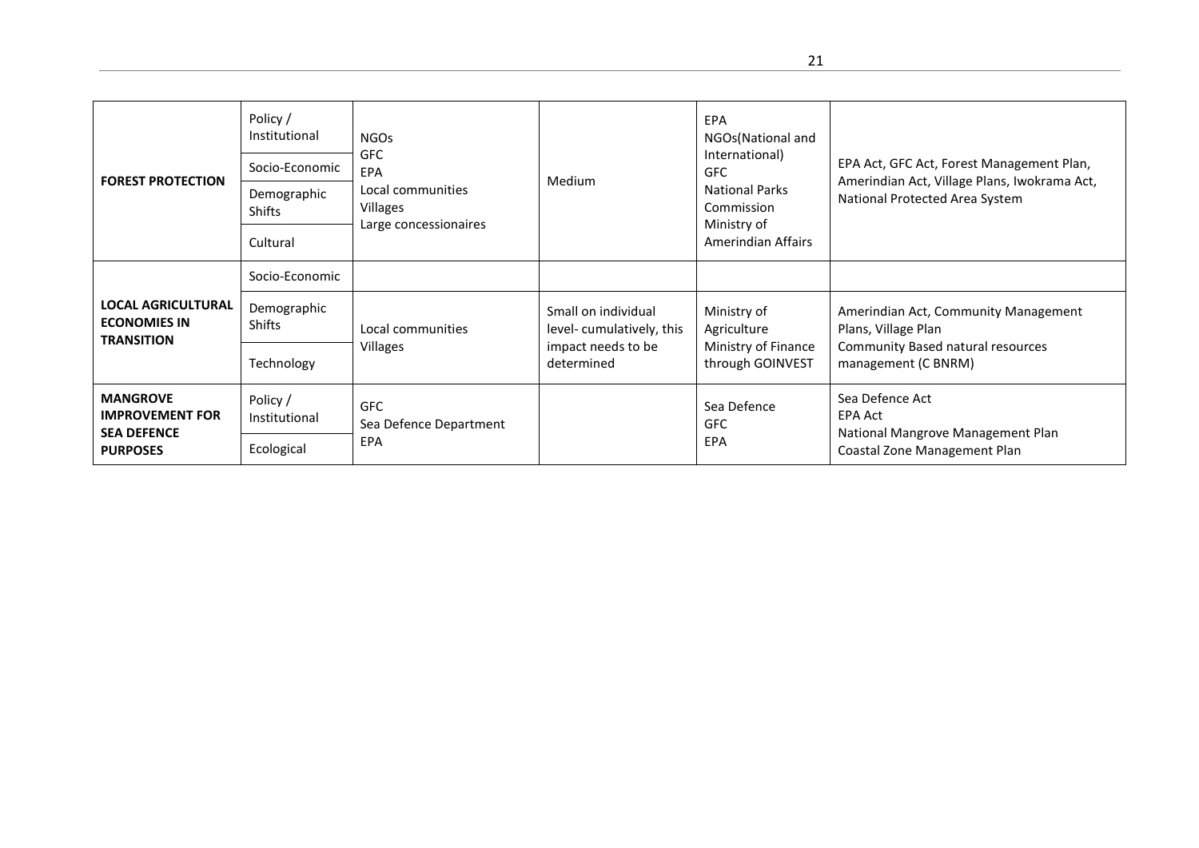| **FOREST PROTECTION** | Policy / Institutional | NGOs<br>GFC<br>EPA<br>Local communities<br>Villages<br>Large concessionaires | Medium | EPA<br>NGOs(National and International)<br>GFC<br>National Parks Commission<br>Ministry of Amerindian Affairs | EPA Act, GFC Act, Forest Management Plan, Amerindian Act, Village Plans, Iwokrama Act, National Protected Area System |
|---|---|---|---|---|---|
| | Socio-Economic | | | | |
| | Demographic Shifts | | | | |
| | Cultural | | | | |
| **LOCAL AGRICULTURAL ECONOMIES IN TRANSITION** | Socio-Economic | | | | |
| | Demographic Shifts | Local communities<br>Villages | Small on individual level- cumulatively, this impact needs to be determined | Ministry of Agriculture<br>Ministry of Finance through GOINVEST | Amerindian Act, Community Management Plans, Village Plan<br>Community Based natural resources management (C BNRM) |
| | Technology | | | | |
| **MANGROVE IMPROVEMENT FOR SEA DEFENCE PURPOSES** | Policy / Institutional | GFC<br>Sea Defence Department<br>EPA | | Sea Defence<br>GFC<br>EPA | Sea Defence Act<br>EPA Act<br>National Mangrove Management Plan<br>Coastal Zone Management Plan |
| | Ecological | | | | |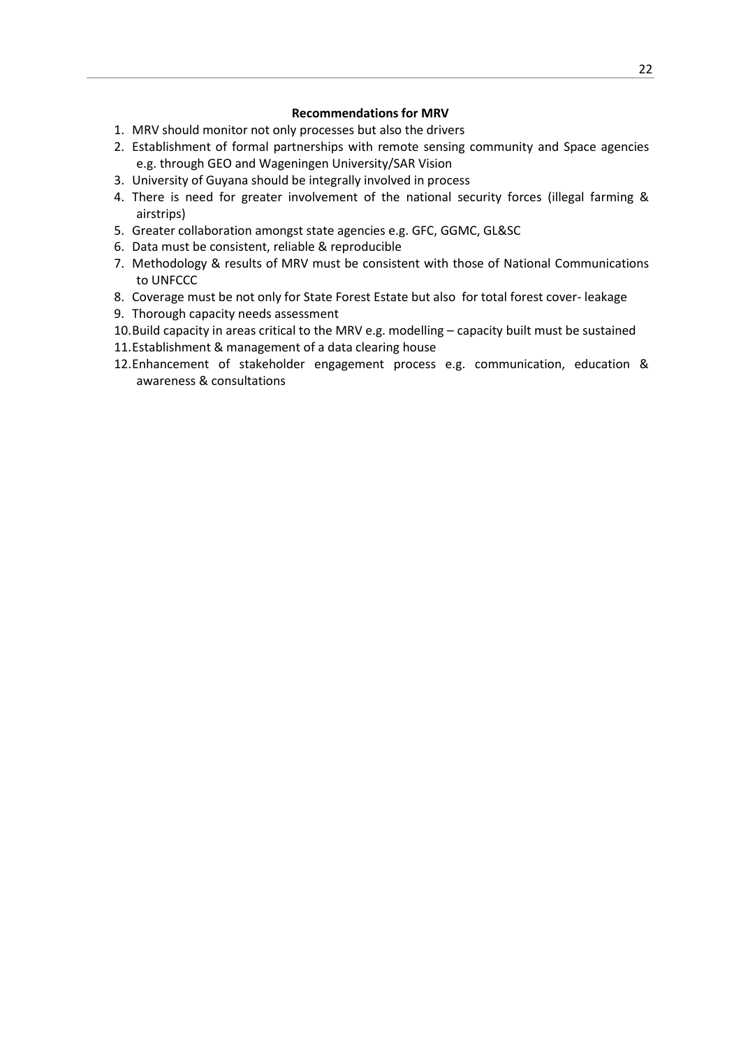**Recommendations for MRV**

1. MRV should monitor not only processes but also the drivers
2. Establishment of formal partnerships with remote sensing community and Space agencies e.g. through GEO and Wageningen University/SAR Vision
3. University of Guyana should be integrally involved in process
4. There is need for greater involvement of the national security forces (illegal farming & airstrips)
5. Greater collaboration amongst state agencies e.g. GFC, GGMC, GL&SC
6. Data must be consistent, reliable & reproducible
7. Methodology & results of MRV must be consistent with those of National Communications to UNFCCC
8. Coverage must be not only for State Forest Estate but also for total forest cover- leakage
9. Thorough capacity needs assessment
10. Build capacity in areas critical to the MRV e.g. modelling – capacity built must be sustained
11. Establishment & management of a data clearing house
12. Enhancement of stakeholder engagement process e.g. communication, education & awareness & consultations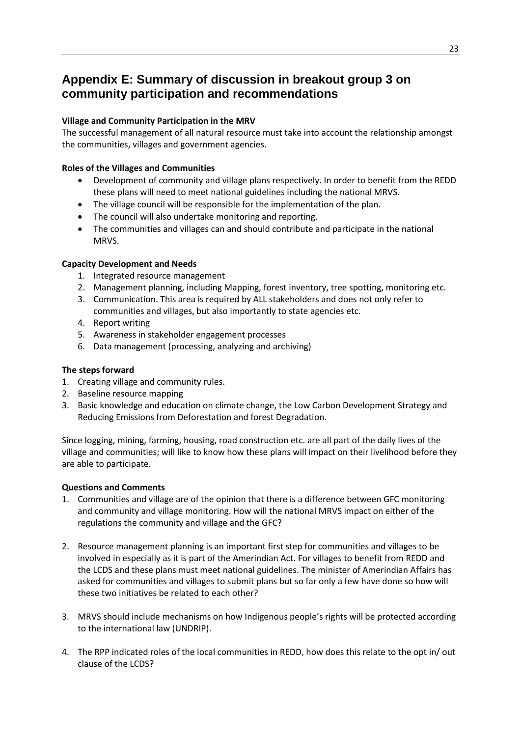# Appendix E: Summary of discussion in breakout group 3 on community participation and recommendations

**Village and Community Participation in the MRV**

The successful management of all natural resource must take into account the relationship amongst the communities, villages and government agencies.

**Roles of the Villages and Communities**

- Development of community and village plans respectively. In order to benefit from the REDD these plans will need to meet national guidelines including the national MRVS.
- The village council will be responsible for the implementation of the plan.
- The council will also undertake monitoring and reporting.
- The communities and villages can and should contribute and participate in the national MRVS.

**Capacity Development and Needs**

1. Integrated resource management
2. Management planning, including Mapping, forest inventory, tree spotting, monitoring etc.
3. Communication. This area is required by ALL stakeholders and does not only refer to communities and villages, but also importantly to state agencies etc.
4. Report writing
5. Awareness in stakeholder engagement processes
6. Data management (processing, analyzing and archiving)

**The steps forward**

1. Creating village and community rules.
2. Baseline resource mapping
3. Basic knowledge and education on climate change, the Low Carbon Development Strategy and Reducing Emissions from Deforestation and forest Degradation.

Since logging, mining, farming, housing, road construction etc. are all part of the daily lives of the village and communities; will like to know how these plans will impact on their livelihood before they are able to participate.

**Questions and Comments**

1. Communities and village are of the opinion that there is a difference between GFC monitoring and community and village monitoring. How will the national MRVS impact on either of the regulations the community and village and the GFC?

2. Resource management planning is an important first step for communities and villages to be involved in especially as it is part of the Amerindian Act. For villages to benefit from REDD and the LCDS and these plans must meet national guidelines. The minister of Amerindian Affairs has asked for communities and villages to submit plans but so far only a few have done so how will these two initiatives be related to each other?

3. MRVS should include mechanisms on how Indigenous people's rights will be protected according to the international law (UNDRIP).

4. The RPP indicated roles of the local communities in REDD, how does this relate to the opt in/ out clause of the LCDS?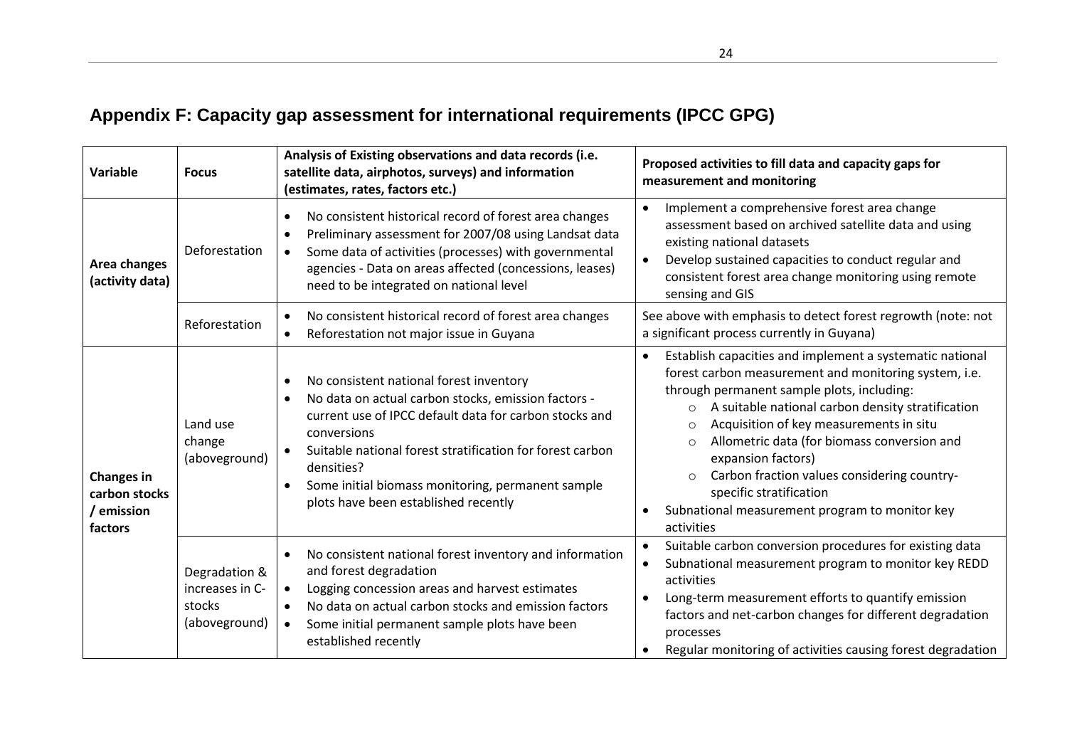## Appendix F: Capacity gap assessment for international requirements (IPCC GPG)

| Variable | Focus | Analysis of Existing observations and data records (i.e. satellite data, airphotos, surveys) and information (estimates, rates, factors etc.) | Proposed activities to fill data and capacity gaps for measurement and monitoring |
|---|---|---|---|
| **Area changes (activity data)** | Deforestation | • No consistent historical record of forest area changes<br>• Preliminary assessment for 2007/08 using Landsat data<br>• Some data of activities (processes) with governmental agencies - Data on areas affected (concessions, leases) need to be integrated on national level | • Implement a comprehensive forest area change assessment based on archived satellite data and using existing national datasets<br>• Develop sustained capacities to conduct regular and consistent forest area change monitoring using remote sensing and GIS |
| | Reforestation | • No consistent historical record of forest area changes<br>• Reforestation not major issue in Guyana | See above with emphasis to detect forest regrowth (note: not a significant process currently in Guyana) |
| **Changes in carbon stocks / emission factors** | Land use change (aboveground) | • No consistent national forest inventory<br>• No data on actual carbon stocks, emission factors - current use of IPCC default data for carbon stocks and conversions<br>• Suitable national forest stratification for forest carbon densities?<br>• Some initial biomass monitoring, permanent sample plots have been established recently | • Establish capacities and implement a systematic national forest carbon measurement and monitoring system, i.e. through permanent sample plots, including:<br>  ○ A suitable national carbon density stratification<br>  ○ Acquisition of key measurements in situ<br>  ○ Allometric data (for biomass conversion and expansion factors)<br>  ○ Carbon fraction values considering country-specific stratification<br>• Subnational measurement program to monitor key activities |
| | Degradation & increases in C-stocks (aboveground) | • No consistent national forest inventory and information and forest degradation<br>• Logging concession areas and harvest estimates<br>• No data on actual carbon stocks and emission factors<br>• Some initial permanent sample plots have been established recently | • Suitable carbon conversion procedures for existing data<br>• Subnational measurement program to monitor key REDD activities<br>• Long-term measurement efforts to quantify emission factors and net-carbon changes for different degradation processes<br>• Regular monitoring of activities causing forest degradation |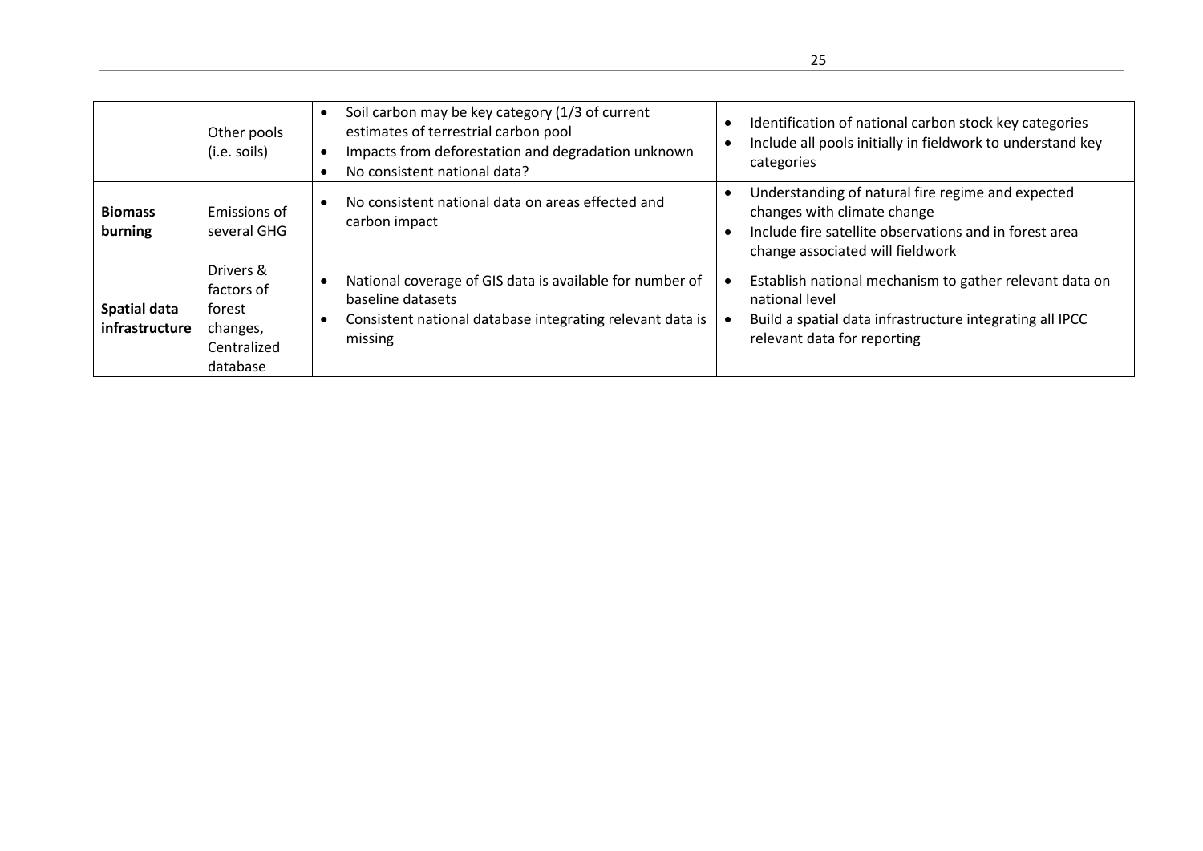| | | | |
|---|---|---|---|
| | Other pools (i.e. soils) | • Soil carbon may be key category (1/3 of current estimates of terrestrial carbon pool<br>• Impacts from deforestation and degradation unknown<br>• No consistent national data? | • Identification of national carbon stock key categories<br>• Include all pools initially in fieldwork to understand key categories |
| **Biomass burning** | Emissions of several GHG | • No consistent national data on areas effected and carbon impact | • Understanding of natural fire regime and expected changes with climate change<br>• Include fire satellite observations and in forest area change associated will fieldwork |
| **Spatial data infrastructure** | Drivers & factors of forest changes, Centralized database | • National coverage of GIS data is available for number of baseline datasets<br>• Consistent national database integrating relevant data is missing | • Establish national mechanism to gather relevant data on national level<br>• Build a spatial data infrastructure integrating all IPCC relevant data for reporting |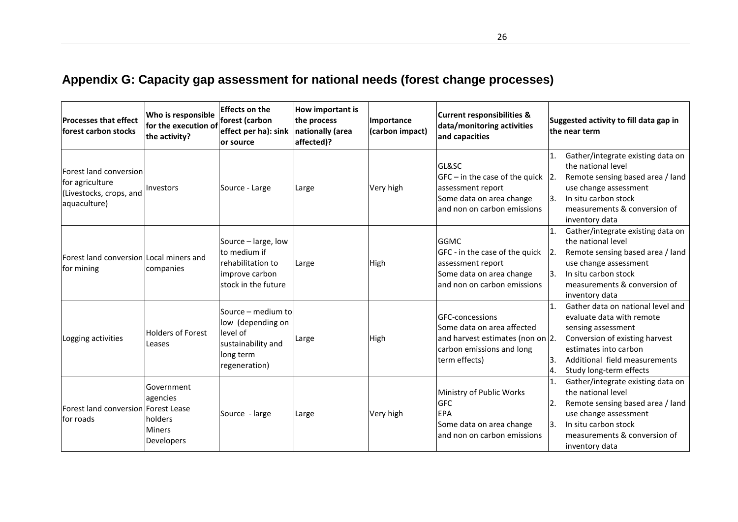## Appendix G: Capacity gap assessment for national needs (forest change processes)

| Processes that effect forest carbon stocks | Who is responsible for the execution of the activity? | Effects on the forest (carbon effect per ha): sink or source | How important is the process nationally (area affected)? | Importance (carbon impact) | Current responsibilities & data/monitoring activities and capacities | Suggested activity to fill data gap in the near term |
|---|---|---|---|---|---|---|
| Forest land conversion for agriculture (Livestocks, crops, and aquaculture) | Investors | Source - Large | Large | Very high | GL&SC<br>GFC – in the case of the quick assessment report<br>Some data on area change and non on carbon emissions | 1. Gather/integrate existing data on the national level<br>2. Remote sensing based area / land use change assessment<br>3. In situ carbon stock measurements & conversion of inventory data |
| Forest land conversion for mining | Local miners and companies | Source – large, low to medium if rehabilitation to improve carbon stock in the future | Large | High | GGMC<br>GFC - in the case of the quick assessment report<br>Some data on area change and non on carbon emissions | 1. Gather/integrate existing data on the national level<br>2. Remote sensing based area / land use change assessment<br>3. In situ carbon stock measurements & conversion of inventory data |
| Logging activities | Holders of Forest Leases | Source – medium to low (depending on level of sustainability and long term regeneration) | Large | High | GFC-concessions<br>Some data on area affected and harvest estimates (non on carbon emissions and long term effects) | 1. Gather data on national level and evaluate data with remote sensing assessment<br>2. Conversion of existing harvest estimates into carbon<br>3. Additional field measurements<br>4. Study long-term effects |
| Forest land conversion for roads | Government agencies<br>Forest Lease holders<br>Miners<br>Developers | Source - large | Large | Very high | Ministry of Public Works<br>GFC<br>EPA<br>Some data on area change and non on carbon emissions | 1. Gather/integrate existing data on the national level<br>2. Remote sensing based area / land use change assessment<br>3. In situ carbon stock measurements & conversion of inventory data |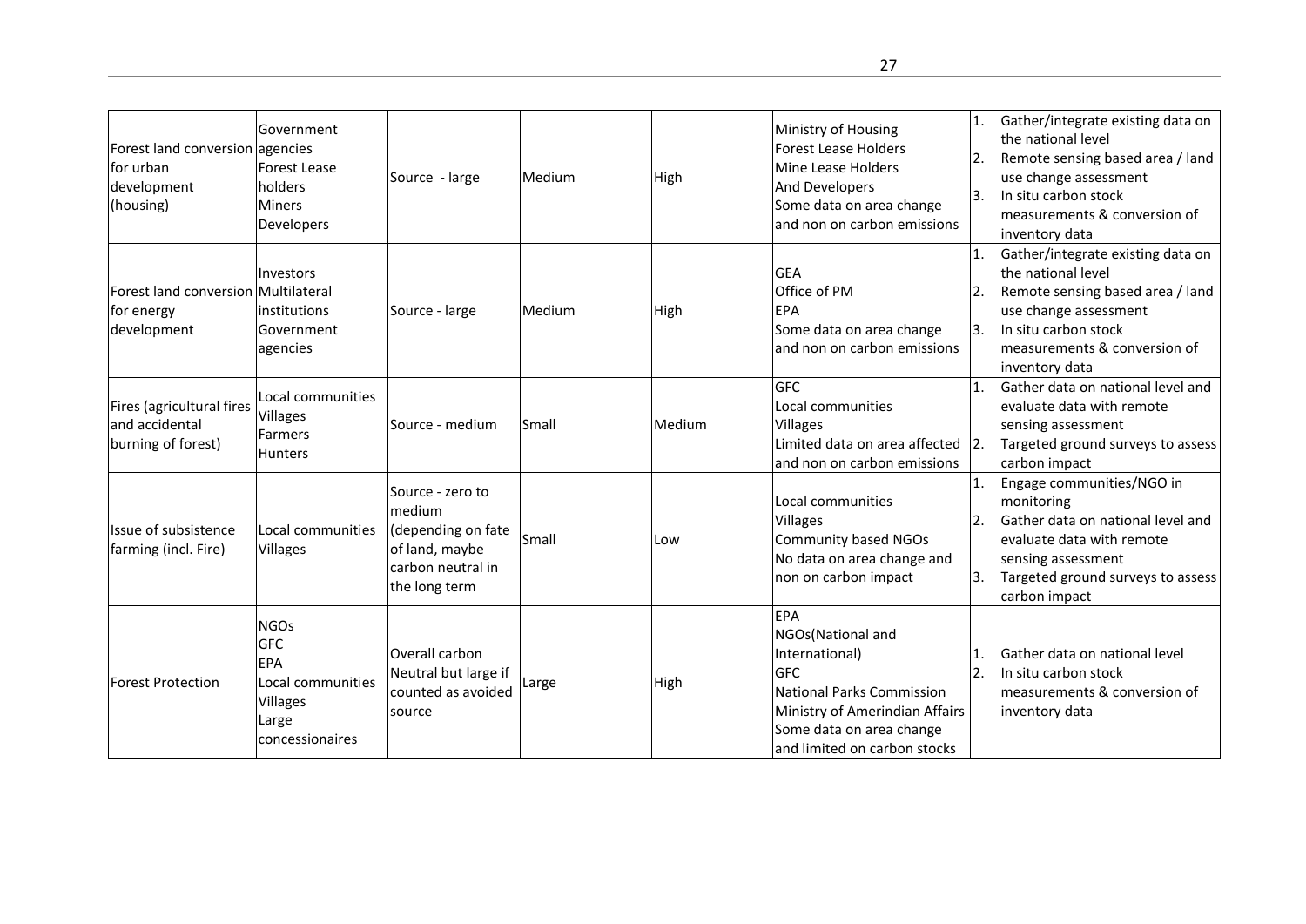| | | | | | | |
|---|---|---|---|---|---|---|
| Forest land conversion for urban development (housing) | Government agencies<br>Forest Lease holders<br>Miners<br>Developers | Source - large | Medium | High | Ministry of Housing<br>Forest Lease Holders<br>Mine Lease Holders<br>And Developers<br>Some data on area change and non on carbon emissions | 1. Gather/integrate existing data on the national level<br>2. Remote sensing based area / land use change assessment<br>3. In situ carbon stock measurements & conversion of inventory data |
| Forest land conversion for energy development | Investors<br>Multilateral institutions<br>Government agencies | Source - large | Medium | High | GEA<br>Office of PM<br>EPA<br>Some data on area change and non on carbon emissions | 1. Gather/integrate existing data on the national level<br>2. Remote sensing based area / land use change assessment<br>3. In situ carbon stock measurements & conversion of inventory data |
| Fires (agricultural fires and accidental burning of forest) | Local communities<br>Villages<br>Farmers<br>Hunters | Source - medium | Small | Medium | GFC<br>Local communities<br>Villages<br>Limited data on area affected and non on carbon emissions | 1. Gather data on national level and evaluate data with remote sensing assessment<br>2. Targeted ground surveys to assess carbon impact |
| Issue of subsistence farming (incl. Fire) | Local communities<br>Villages | Source - zero to medium (depending on fate of land, maybe carbon neutral in the long term | Small | Low | Local communities<br>Villages<br>Community based NGOs<br>No data on area change and non on carbon impact | 1. Engage communities/NGO in monitoring<br>2. Gather data on national level and evaluate data with remote sensing assessment<br>3. Targeted ground surveys to assess carbon impact |
| Forest Protection | NGOs<br>GFC<br>EPA<br>Local communities<br>Villages<br>Large concessionaires | Overall carbon Neutral but large if counted as avoided source | Large | High | EPA<br>NGOs(National and International)<br>GFC<br>National Parks Commission<br>Ministry of Amerindian Affairs<br>Some data on area change and limited on carbon stocks | 1. Gather data on national level<br>2. In situ carbon stock measurements & conversion of inventory data |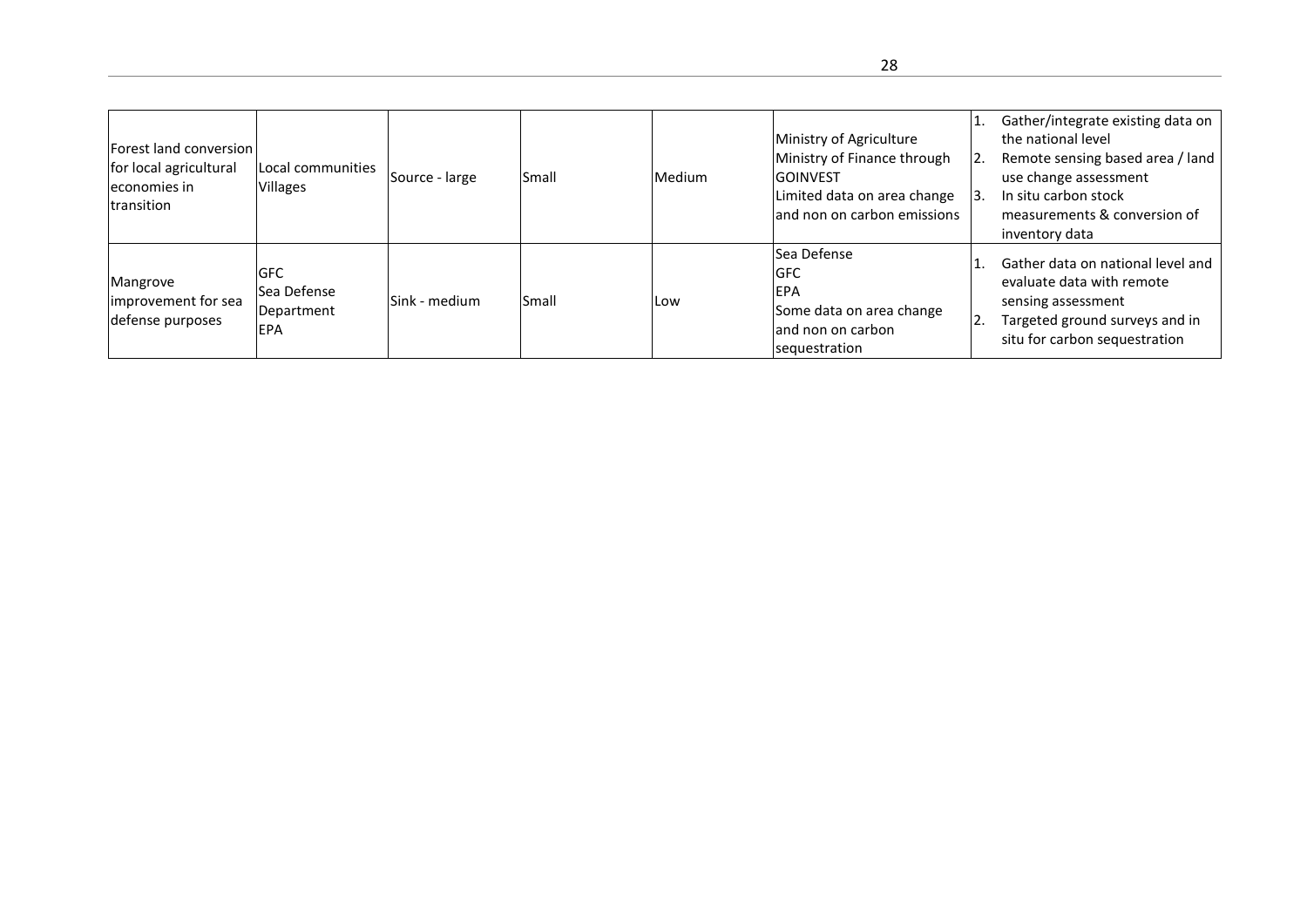| | | | | | | |
|---|---|---|---|---|---|---|
| Forest land conversion for local agricultural economies in transition | Local communities Villages | Source - large | Small | Medium | Ministry of Agriculture<br>Ministry of Finance through GOINVEST<br>Limited data on area change and non on carbon emissions | 1. Gather/integrate existing data on the national level<br>2. Remote sensing based area / land use change assessment<br>3. In situ carbon stock measurements & conversion of inventory data |
| Mangrove improvement for sea defense purposes | GFC<br>Sea Defense Department<br>EPA | Sink - medium | Small | Low | Sea Defense<br>GFC<br>EPA<br>Some data on area change and non on carbon sequestration | 1. Gather data on national level and evaluate data with remote sensing assessment<br>2. Targeted ground surveys and in situ for carbon sequestration |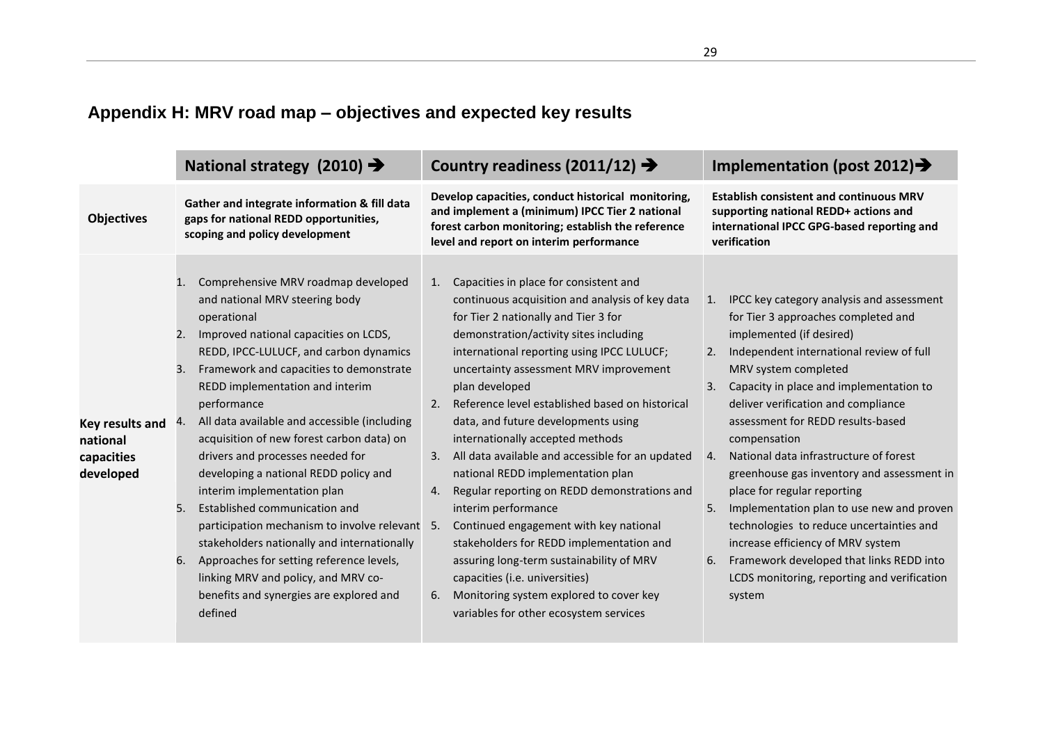## Appendix H: MRV road map – objectives and expected key results

| | National strategy (2010) ➔ | Country readiness (2011/12) ➔ | Implementation (post 2012)➔ |
|---|---|---|---|
| **Objectives** | **Gather and integrate information & fill data gaps for national REDD opportunities, scoping and policy development** | **Develop capacities, conduct historical monitoring, and implement a (minimum) IPCC Tier 2 national forest carbon monitoring; establish the reference level and report on interim performance** | **Establish consistent and continuous MRV supporting national REDD+ actions and international IPCC GPG-based reporting and verification** |
| **Key results and national capacities developed** | 1. Comprehensive MRV roadmap developed and national MRV steering body operational<br>2. Improved national capacities on LCDS, REDD, IPCC-LULUCF, and carbon dynamics<br>3. Framework and capacities to demonstrate REDD implementation and interim performance<br>4. All data available and accessible (including acquisition of new forest carbon data) on drivers and processes needed for developing a national REDD policy and interim implementation plan<br>5. Established communication and participation mechanism to involve relevant stakeholders nationally and internationally<br>6. Approaches for setting reference levels, linking MRV and policy, and MRV co-benefits and synergies are explored and defined | 1. Capacities in place for consistent and continuous acquisition and analysis of key data for Tier 2 nationally and Tier 3 for demonstration/activity sites including international reporting using IPCC LULUCF; uncertainty assessment MRV improvement plan developed<br>2. Reference level established based on historical data, and future developments using internationally accepted methods<br>3. All data available and accessible for an updated national REDD implementation plan<br>4. Regular reporting on REDD demonstrations and interim performance<br>5. Continued engagement with key national stakeholders for REDD implementation and assuring long-term sustainability of MRV capacities (i.e. universities)<br>6. Monitoring system explored to cover key variables for other ecosystem services | 1. IPCC key category analysis and assessment for Tier 3 approaches completed and implemented (if desired)<br>2. Independent international review of full MRV system completed<br>3. Capacity in place and implementation to deliver verification and compliance assessment for REDD results-based compensation<br>4. National data infrastructure of forest greenhouse gas inventory and assessment in place for regular reporting<br>5. Implementation plan to use new and proven technologies to reduce uncertainties and increase efficiency of MRV system<br>6. Framework developed that links REDD into LCDS monitoring, reporting and verification system |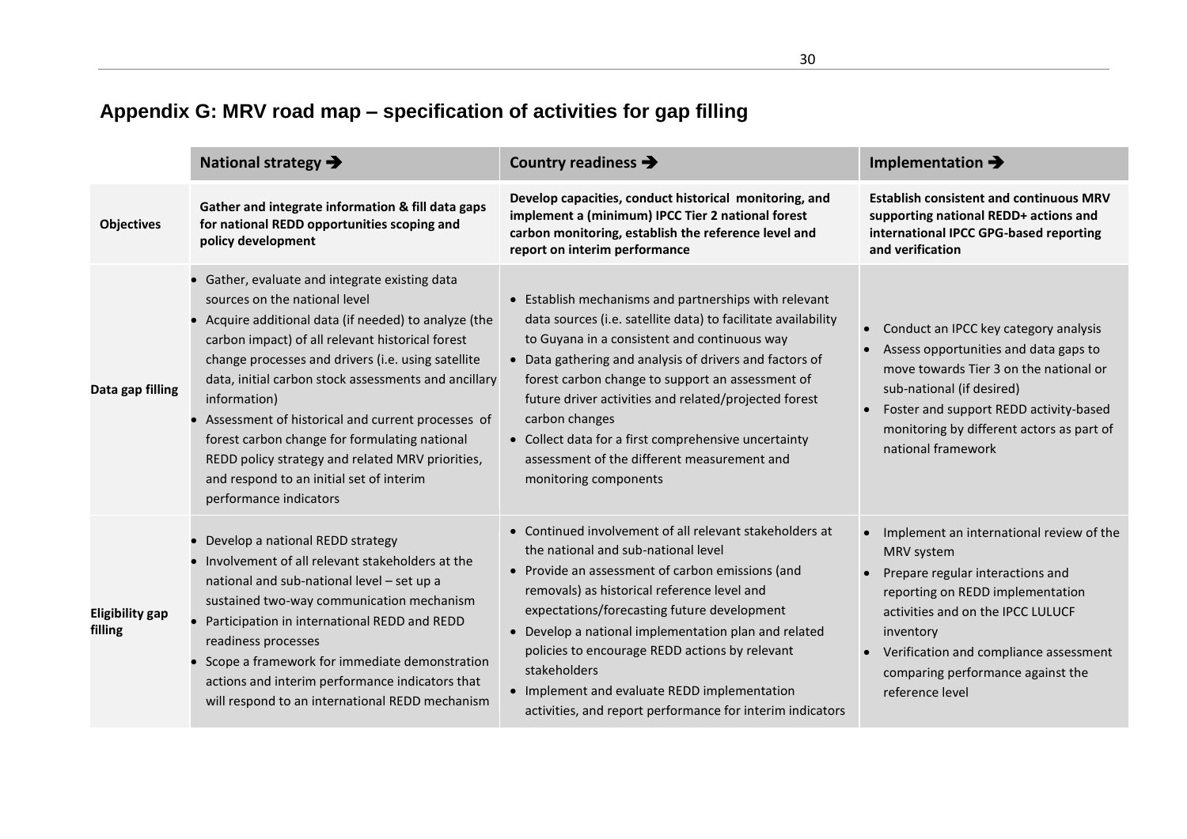## Appendix G: MRV road map – specification of activities for gap filling

| | National strategy ➔ | Country readiness ➔ | Implementation ➔ |
|---|---|---|---|
| **Objectives** | **Gather and integrate information & fill data gaps for national REDD opportunities scoping and policy development** | **Develop capacities, conduct historical monitoring, and implement a (minimum) IPCC Tier 2 national forest carbon monitoring, establish the reference level and report on interim performance** | **Establish consistent and continuous MRV supporting national REDD+ actions and international IPCC GPG-based reporting and verification** |
| **Data gap filling** | • Gather, evaluate and integrate existing data sources on the national level<br>• Acquire additional data (if needed) to analyze (the carbon impact) of all relevant historical forest change processes and drivers (i.e. using satellite data, initial carbon stock assessments and ancillary information)<br>• Assessment of historical and current processes of forest carbon change for formulating national REDD policy strategy and related MRV priorities, and respond to an initial set of interim performance indicators | • Establish mechanisms and partnerships with relevant data sources (i.e. satellite data) to facilitate availability to Guyana in a consistent and continuous way<br>• Data gathering and analysis of drivers and factors of forest carbon change to support an assessment of future driver activities and related/projected forest carbon changes<br>• Collect data for a first comprehensive uncertainty assessment of the different measurement and monitoring components | • Conduct an IPCC key category analysis<br>• Assess opportunities and data gaps to move towards Tier 3 on the national or sub-national (if desired)<br>• Foster and support REDD activity-based monitoring by different actors as part of national framework |
| **Eligibility gap filling** | • Develop a national REDD strategy<br>• Involvement of all relevant stakeholders at the national and sub-national level – set up a sustained two-way communication mechanism<br>• Participation in international REDD and REDD readiness processes<br>• Scope a framework for immediate demonstration actions and interim performance indicators that will respond to an international REDD mechanism | • Continued involvement of all relevant stakeholders at the national and sub-national level<br>• Provide an assessment of carbon emissions (and removals) as historical reference level and expectations/forecasting future development<br>• Develop a national implementation plan and related policies to encourage REDD actions by relevant stakeholders<br>• Implement and evaluate REDD implementation activities, and report performance for interim indicators | • Implement an international review of the MRV system<br>• Prepare regular interactions and reporting on REDD implementation activities and on the IPCC LULUCF inventory<br>• Verification and compliance assessment comparing performance against the reference level |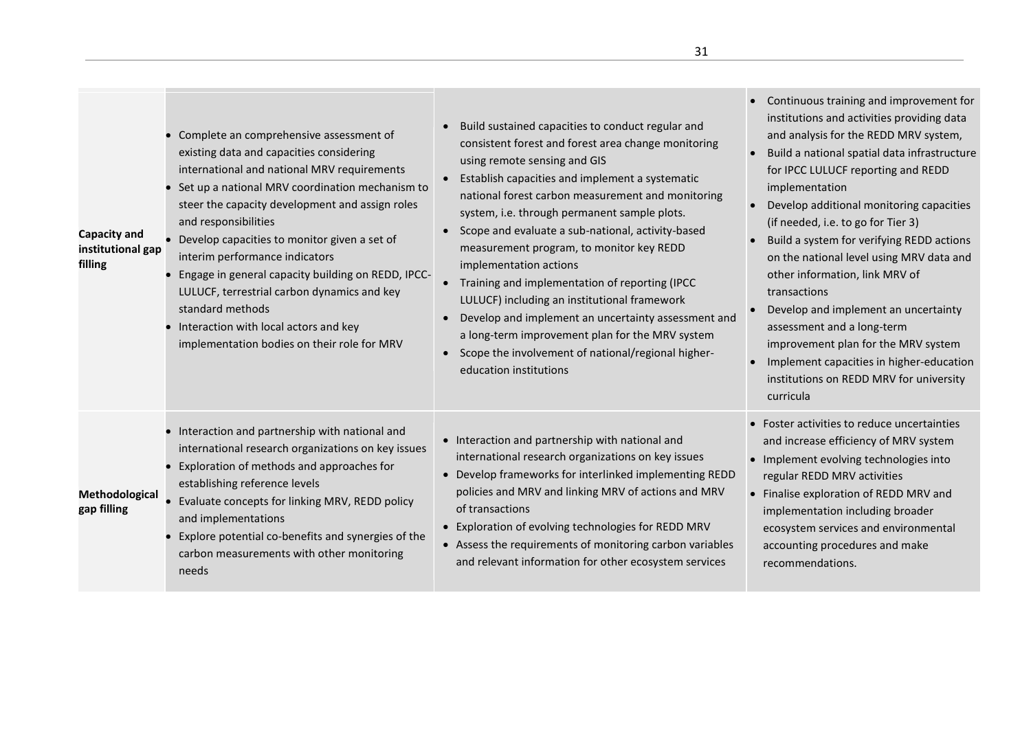| | | | |
|---|---|---|---|
| **Capacity and institutional gap filling** | • Complete an comprehensive assessment of existing data and capacities considering international and national MRV requirements<br>• Set up a national MRV coordination mechanism to steer the capacity development and assign roles and responsibilities<br>• Develop capacities to monitor given a set of interim performance indicators<br>• Engage in general capacity building on REDD, IPCC-LULUCF, terrestrial carbon dynamics and key standard methods<br>• Interaction with local actors and key implementation bodies on their role for MRV | • Build sustained capacities to conduct regular and consistent forest and forest area change monitoring using remote sensing and GIS<br>• Establish capacities and implement a systematic national forest carbon measurement and monitoring system, i.e. through permanent sample plots.<br>• Scope and evaluate a sub-national, activity-based measurement program, to monitor key REDD implementation actions<br>• Training and implementation of reporting (IPCC LULUCF) including an institutional framework<br>• Develop and implement an uncertainty assessment and a long-term improvement plan for the MRV system<br>• Scope the involvement of national/regional higher-education institutions | • Continuous training and improvement for institutions and activities providing data and analysis for the REDD MRV system,<br>• Build a national spatial data infrastructure for IPCC LULUCF reporting and REDD implementation<br>• Develop additional monitoring capacities (if needed, i.e. to go for Tier 3)<br>• Build a system for verifying REDD actions on the national level using MRV data and other information, link MRV of transactions<br>• Develop and implement an uncertainty assessment and a long-term improvement plan for the MRV system<br>• Implement capacities in higher-education institutions on REDD MRV for university curricula |
| **Methodological gap filling** | • Interaction and partnership with national and international research organizations on key issues<br>• Exploration of methods and approaches for establishing reference levels<br>• Evaluate concepts for linking MRV, REDD policy and implementations<br>• Explore potential co-benefits and synergies of the carbon measurements with other monitoring needs | • Interaction and partnership with national and international research organizations on key issues<br>• Develop frameworks for interlinked implementing REDD policies and MRV and linking MRV of actions and MRV of transactions<br>• Exploration of evolving technologies for REDD MRV<br>• Assess the requirements of monitoring carbon variables and relevant information for other ecosystem services | • Foster activities to reduce uncertainties and increase efficiency of MRV system<br>• Implement evolving technologies into regular REDD MRV activities<br>• Finalise exploration of REDD MRV and implementation including broader ecosystem services and environmental accounting procedures and make recommendations. |